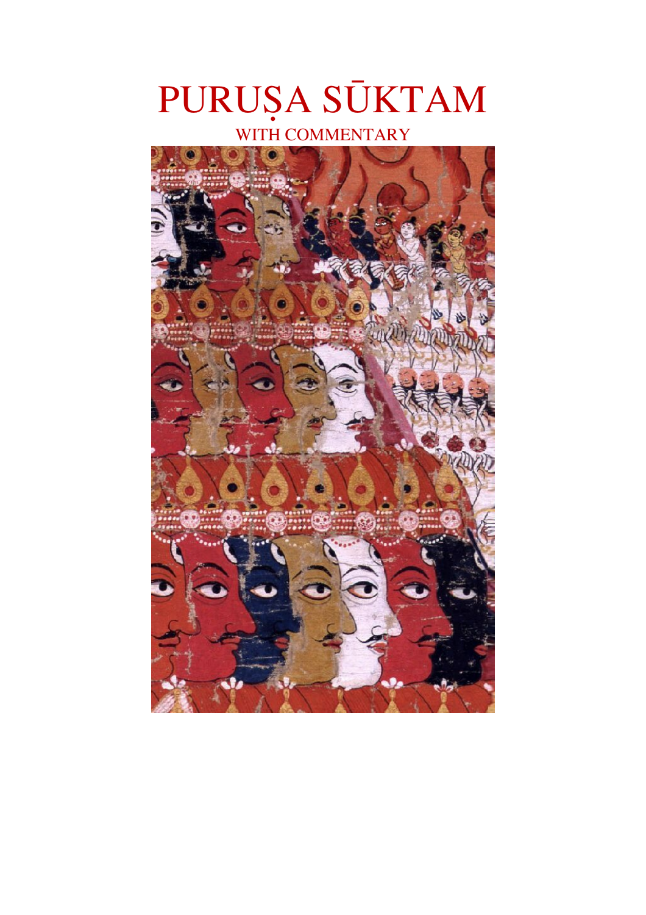# PURUṢA SŪKTAM

## WITH COMMENTARY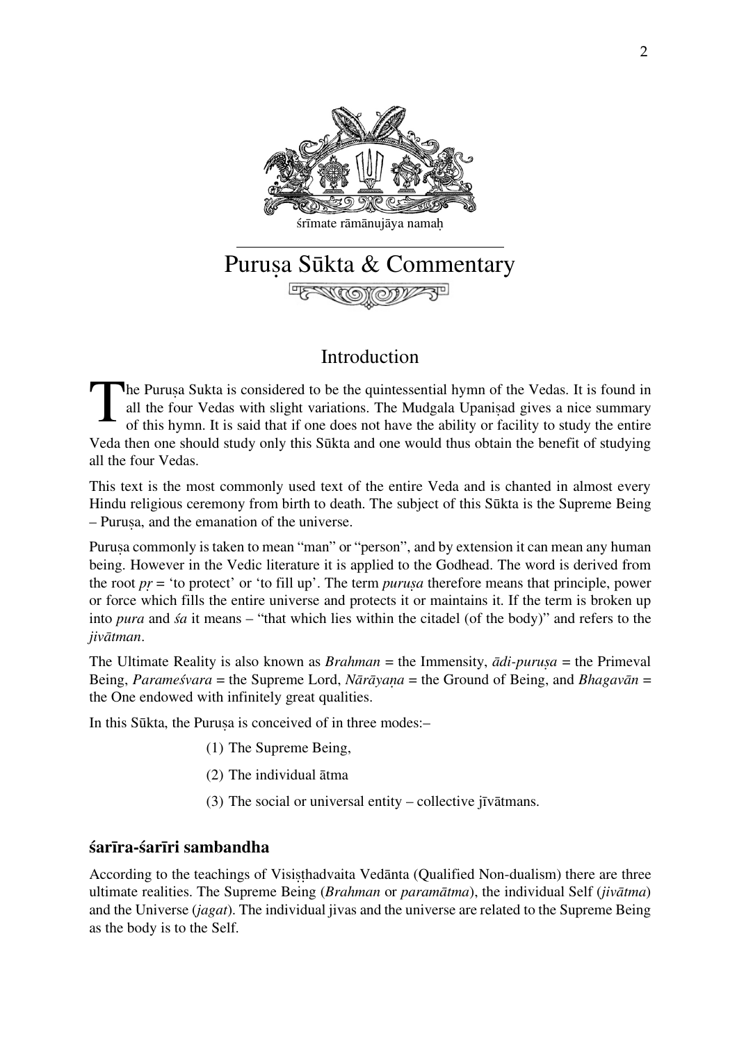śrīmate rāmānujāya namaḥ

# Puruṣa Sūkta & Commentary

## Introduction

The Puruṣa Sukta is considered to be the quintessential hymn of the Vedas. It is found in all the four Vedas with slight variations. The Mudgala Upaniṣad gives a nice summary of this hymn. It is said that if one does not have the ability or facility to study the entire Veda then one should study only this Sūkta and one would thus obtain the benefit of studying all the four Vedas.

This text is the most commonly used text of the entire Veda and is chanted in almost every Hindu religious ceremony from birth to death. The subject of this Sūkta is the Supreme Being – Puruṣa, and the emanation of the universe.

Puruṣa commonly is taken to mean "man" or "person", and by extension it can mean any human being. However in the Vedic literature it is applied to the Godhead. The word is derived from the root *pṛ* = 'to protect' or 'to fill up'. The term *puruṣa* therefore means that principle, power or force which fills the entire universe and protects it or maintains it. If the term is broken up into *pura* and *śa* it means – "that which lies within the citadel (of the body)" and refers to the *jivātman*.

The Ultimate Reality is also known as *Brahman* = the Immensity, *ādi-puruṣa* = the Primeval Being, *Parameśvara* = the Supreme Lord, *Nārāyaṇa* = the Ground of Being, and *Bhagavān* = the One endowed with infinitely great qualities.

In this Sūkta, the Puruṣa is conceived of in three modes:–

(1) The Supreme Being,

(2) The individual ātma

(3) The social or universal entity – collective jīvātmans.

### śarīra-śarīri sambandha

According to the teachings of Visiṣṭhadvaita Vedānta (Qualified Non-dualism) there are three ultimate realities. The Supreme Being (*Brahman* or *paramātma*), the individual Self (*jivātma*) and the Universe (*jagat*). The individual jivas and the universe are related to the Supreme Being as the body is to the Self.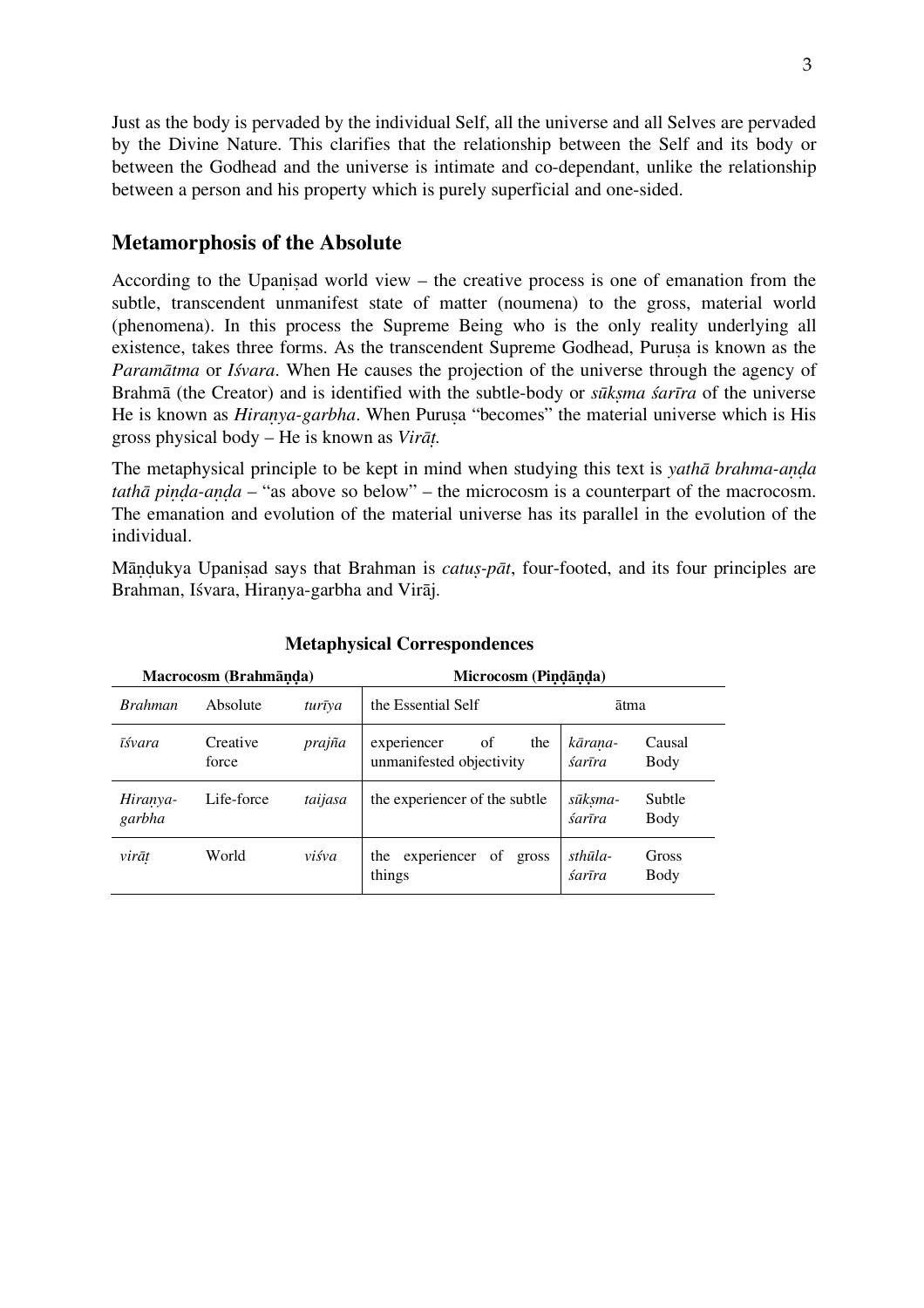Just as the body is pervaded by the individual Self, all the universe and all Selves are pervaded by the Divine Nature. This clarifies that the relationship between the Self and its body or between the Godhead and the universe is intimate and co-dependant, unlike the relationship between a person and his property which is purely superficial and one-sided.

## Metamorphosis of the Absolute

According to the Upaniṣad world view – the creative process is one of emanation from the subtle, transcendent unmanifest state of matter (noumena) to the gross, material world (phenomena). In this process the Supreme Being who is the only reality underlying all existence, takes three forms. As the transcendent Supreme Godhead, Puruṣa is known as the *Paramātma* or *Iśvara*. When He causes the projection of the universe through the agency of Brahmā (the Creator) and is identified with the subtle-body or *sūkṣma śarīra* of the universe He is known as *Hiraṇya-garbha*. When Puruṣa "becomes" the material universe which is His gross physical body – He is known as *Virāṭ*.

The metaphysical principle to be kept in mind when studying this text is *yathā brahma-aṇḍa tathā piṇḍa-aṇḍa* – "as above so below" – the microcosm is a counterpart of the macrocosm. The emanation and evolution of the material universe has its parallel in the evolution of the individual.

Māṇḍukya Upaniṣad says that Brahman is *catuṣ-pāt*, four-footed, and its four principles are Brahman, Iśvara, Hiraṇya-garbha and Virāj.

**Metaphysical Correspondences**

| Macrocosm (Brahmāṇḍa) | | | Microcosm (Piṇḍāṇḍa) | | |
|---|---|---|---|---|---|
| *Brahman* | Absolute | *turīya* | the Essential Self | ātma | |
| *īśvara* | Creative force | *prajña* | experiencer of the unmanifested objectivity | *kāraṇa-śarīra* | Causal Body |
| *Hiraṇya-garbha* | Life-force | *taijasa* | the experiencer of the subtle | *sūkṣma-śarīra* | Subtle Body |
| *virāṭ* | World | *viśva* | the experiencer of gross things | *sthūla-śarīra* | Gross Body |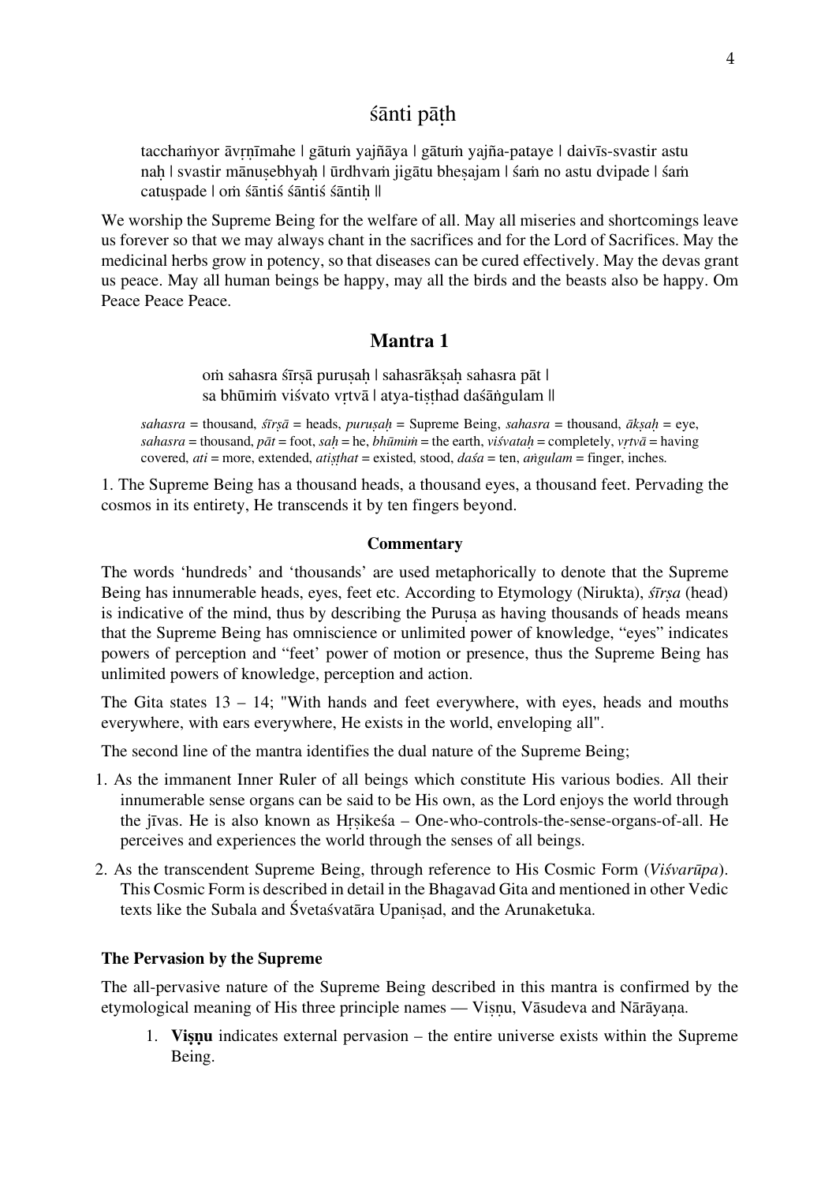## śānti pāṭh

tacchaṁyor āvṛṇīmahe | gātuṁ yajñāya | gātuṁ yajña-pataye | daivīs-svastir astu naḥ | svastir mānuṣebhyaḥ | ūrdhvaṁ jigātu bheṣajam | śaṁ no astu dvipade | śaṁ catuṣpade | oṁ śāntiś śāntiś śāntiḥ ||

We worship the Supreme Being for the welfare of all. May all miseries and shortcomings leave us forever so that we may always chant in the sacrifices and for the Lord of Sacrifices. May the medicinal herbs grow in potency, so that diseases can be cured effectively. May the devas grant us peace. May all human beings be happy, may all the birds and the beasts also be happy. Om Peace Peace Peace.

## Mantra 1

oṁ sahasra śīrṣā puruṣaḥ | sahasrākṣaḥ sahasra pāt |
sa bhūmiṁ viśvato vṛtvā | atya-tiṣṭhad daśāṅgulam ||

*sahasra* = thousand, *śīrṣā* = heads, *puruṣaḥ* = Supreme Being, *sahasra* = thousand, *ākṣaḥ* = eye, *sahasra* = thousand, *pāt* = foot, *saḥ* = he, *bhūmiṁ* = the earth, *viśvataḥ* = completely, *vṛtvā* = having covered, *ati* = more, extended, *atiṣṭhat* = existed, stood, *daśa* = ten, *aṅgulam* = finger, inches.

1. The Supreme Being has a thousand heads, a thousand eyes, a thousand feet. Pervading the cosmos in its entirety, He transcends it by ten fingers beyond.

#### Commentary

The words 'hundreds' and 'thousands' are used metaphorically to denote that the Supreme Being has innumerable heads, eyes, feet etc. According to Etymology (Nirukta), *śīrṣa* (head) is indicative of the mind, thus by describing the Puruṣa as having thousands of heads means that the Supreme Being has omniscience or unlimited power of knowledge, "eyes" indicates powers of perception and "feet' power of motion or presence, thus the Supreme Being has unlimited powers of knowledge, perception and action.

The Gita states 13 – 14; "With hands and feet everywhere, with eyes, heads and mouths everywhere, with ears everywhere, He exists in the world, enveloping all".

The second line of the mantra identifies the dual nature of the Supreme Being;

1. As the immanent Inner Ruler of all beings which constitute His various bodies. All their innumerable sense organs can be said to be His own, as the Lord enjoys the world through the jīvas. He is also known as Hṛṣikeśa – One-who-controls-the-sense-organs-of-all. He perceives and experiences the world through the senses of all beings.
2. As the transcendent Supreme Being, through reference to His Cosmic Form (*Viśvarūpa*). This Cosmic Form is described in detail in the Bhagavad Gita and mentioned in other Vedic texts like the Subala and Śvetaśvatāra Upaniṣad, and the Arunaketuka.

#### The Pervasion by the Supreme

The all-pervasive nature of the Supreme Being described in this mantra is confirmed by the etymological meaning of His three principle names — Viṣṇu, Vāsudeva and Nārāyaṇa.

1. **Viṣṇu** indicates external pervasion – the entire universe exists within the Supreme Being.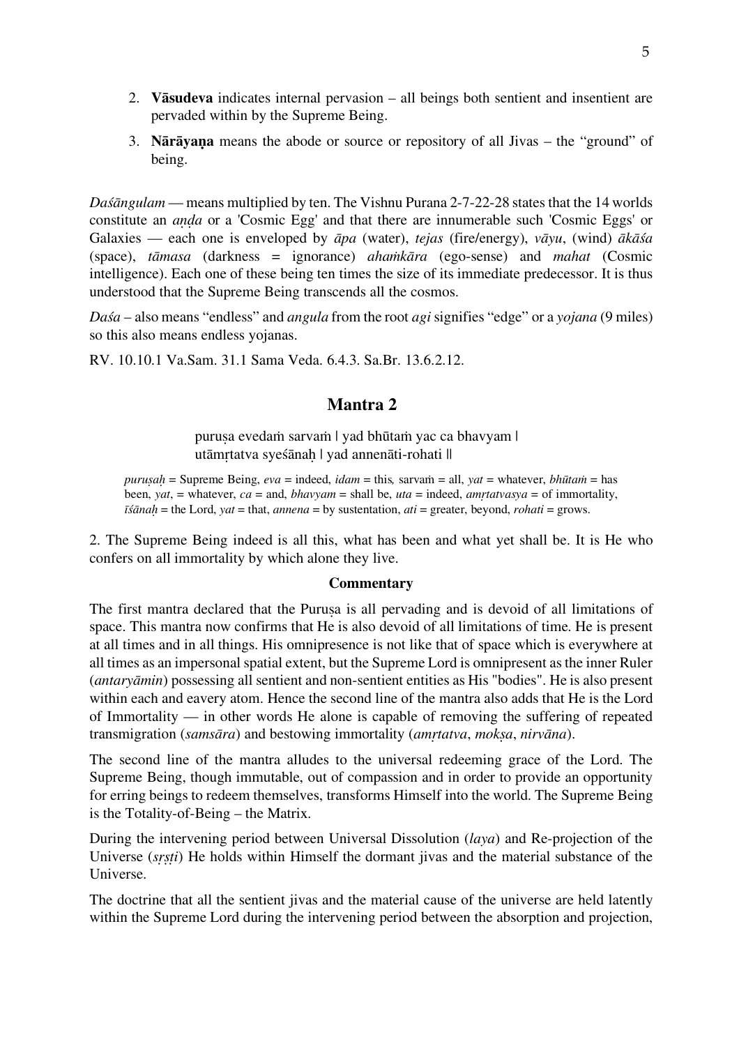2. **Vāsudeva** indicates internal pervasion – all beings both sentient and insentient are pervaded within by the Supreme Being.

3. **Nārāyaṇa** means the abode or source or repository of all Jivas – the "ground" of being.

*Daśāngulam* — means multiplied by ten. The Vishnu Purana 2-7-22-28 states that the 14 worlds constitute an *aṇḍa* or a 'Cosmic Egg' and that there are innumerable such 'Cosmic Eggs' or Galaxies — each one is enveloped by *āpa* (water), *tejas* (fire/energy), *vāyu*, (wind) *ākāśa* (space), *tāmasa* (darkness = ignorance) *ahaṁkāra* (ego-sense) and *mahat* (Cosmic intelligence). Each one of these being ten times the size of its immediate predecessor. It is thus understood that the Supreme Being transcends all the cosmos.

*Daśa* – also means "endless" and *angula* from the root *agi* signifies "edge" or a *yojana* (9 miles) so this also means endless yojanas.

RV. 10.10.1 Va.Sam. 31.1 Sama Veda. 6.4.3. Sa.Br. 13.6.2.12.

## Mantra 2

puruṣa evedaṁ sarvaṁ | yad bhūtaṁ yac ca bhavyam |
utāmṛtatva syeśānaḥ | yad annenāti-rohati ||

*puruṣaḥ* = Supreme Being, *eva* = indeed, *idam* = this, sarvaṁ = all, *yat* = whatever, *bhūtaṁ* = has been, *yat*, = whatever, *ca* = and, *bhavyam* = shall be, *uta* = indeed, *amṛtatvasya* = of immortality, *īśānaḥ* = the Lord, *yat* = that, *annena* = by sustentation, *ati* = greater, beyond, *rohati* = grows.

2. The Supreme Being indeed is all this, what has been and what yet shall be. It is He who confers on all immortality by which alone they live.

**Commentary**

The first mantra declared that the Puruṣa is all pervading and is devoid of all limitations of space. This mantra now confirms that He is also devoid of all limitations of time. He is present at all times and in all things. His omnipresence is not like that of space which is everywhere at all times as an impersonal spatial extent, but the Supreme Lord is omnipresent as the inner Ruler (*antaryāmin*) possessing all sentient and non-sentient entities as His "bodies". He is also present within each and eavery atom. Hence the second line of the mantra also adds that He is the Lord of Immortality — in other words He alone is capable of removing the suffering of repeated transmigration (*samsāra*) and bestowing immortality (*amṛtatva*, *mokṣa*, *nirvāna*).

The second line of the mantra alludes to the universal redeeming grace of the Lord. The Supreme Being, though immutable, out of compassion and in order to provide an opportunity for erring beings to redeem themselves, transforms Himself into the world. The Supreme Being is the Totality-of-Being – the Matrix.

During the intervening period between Universal Dissolution (*laya*) and Re-projection of the Universe (*sṛṣṭi*) He holds within Himself the dormant jivas and the material substance of the Universe.

The doctrine that all the sentient jivas and the material cause of the universe are held latently within the Supreme Lord during the intervening period between the absorption and projection,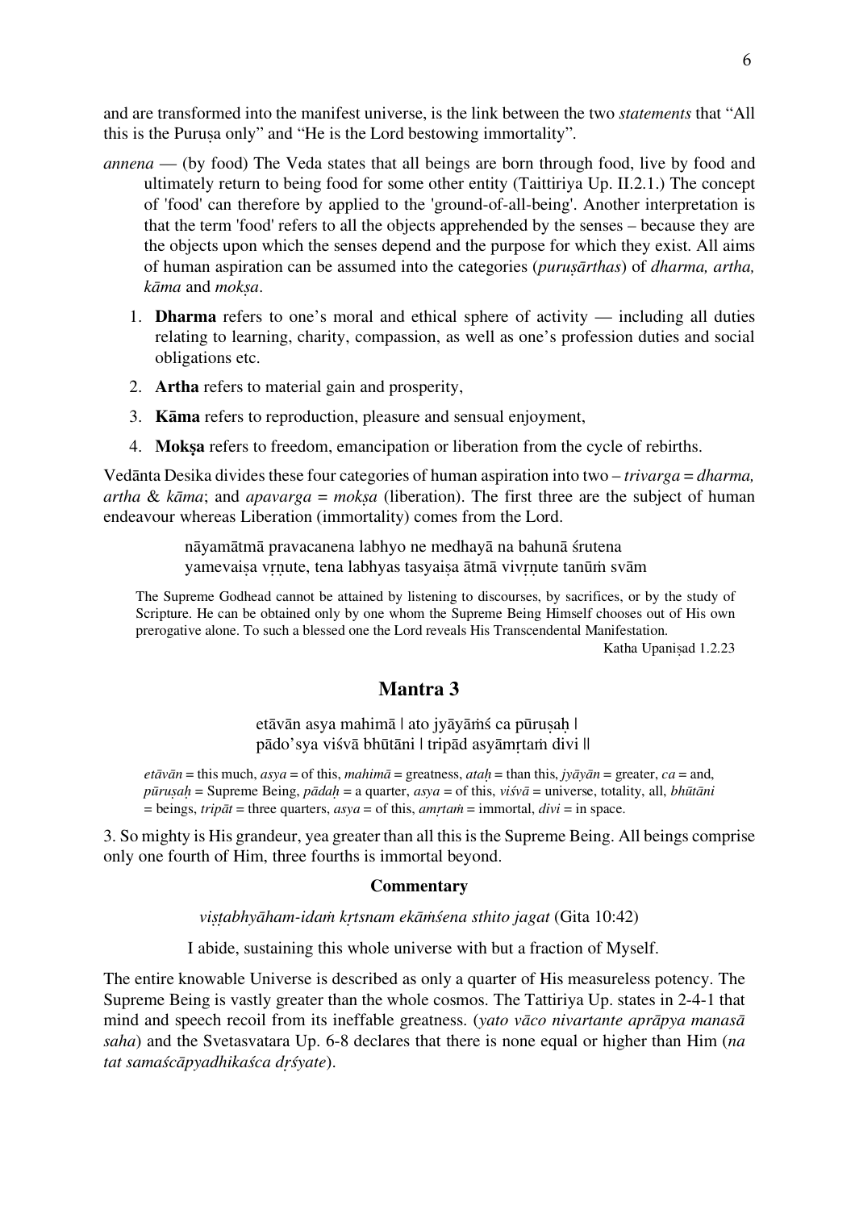and are transformed into the manifest universe, is the link between the two *statements* that “All this is the Puruṣa only” and “He is the Lord bestowing immortality”.

*annena* — (by food) The Veda states that all beings are born through food, live by food and ultimately return to being food for some other entity (Taittiriya Up. II.2.1.) The concept of 'food' can therefore by applied to the 'ground-of-all-being'. Another interpretation is that the term 'food' refers to all the objects apprehended by the senses – because they are the objects upon which the senses depend and the purpose for which they exist. All aims of human aspiration can be assumed into the categories (*puruṣārthas*) of *dharma, artha, kāma* and *mokṣa*.

1. **Dharma** refers to one’s moral and ethical sphere of activity — including all duties relating to learning, charity, compassion, as well as one’s profession duties and social obligations etc.
2. **Artha** refers to material gain and prosperity,
3. **Kāma** refers to reproduction, pleasure and sensual enjoyment,
4. **Mokṣa** refers to freedom, emancipation or liberation from the cycle of rebirths.

Vedānta Desika divides these four categories of human aspiration into two – *trivarga* = *dharma, artha* & *kāma*; and *apavarga* = *mokṣa* (liberation). The first three are the subject of human endeavour whereas Liberation (immortality) comes from the Lord.

> nāyamātmā pravacanena labhyo ne medhayā na bahunā śrutena
> yamevaiṣa vṛṇute, tena labhyas tasyaiṣa ātmā vivṛṇute tanūṁ svām

The Supreme Godhead cannot be attained by listening to discourses, by sacrifices, or by the study of Scripture. He can be obtained only by one whom the Supreme Being Himself chooses out of His own prerogative alone. To such a blessed one the Lord reveals His Transcendental Manifestation.

Katha Upaniṣad 1.2.23

## Mantra 3

> etāvān asya mahimā | ato jyāyāṁś ca pūruṣaḥ |
> pādo’sya viśvā bhūtāni | tripād asyāmṛtaṁ divi ||

*etāvān* = this much, *asya* = of this, *mahimā* = greatness, *ataḥ* = than this, *jyāyān* = greater, *ca* = and, *pūruṣaḥ* = Supreme Being, *pādaḥ* = a quarter, *asya* = of this, *viśvā* = universe, totality, all, *bhūtāni* = beings, *tripāt* = three quarters, *asya* = of this, *amṛtaṁ* = immortal, *divi* = in space.

3. So mighty is His grandeur, yea greater than all this is the Supreme Being. All beings comprise only one fourth of Him, three fourths is immortal beyond.

**Commentary**

*viṣṭabhyāham-idaṁ kṛtsnam ekāṁśena sthito jagat* (Gita 10:42)

I abide, sustaining this whole universe with but a fraction of Myself.

The entire knowable Universe is described as only a quarter of His measureless potency. The Supreme Being is vastly greater than the whole cosmos. The Tattiriya Up. states in 2-4-1 that mind and speech recoil from its ineffable greatness. (*yato vāco nivartante aprāpya manasā saha*) and the Svetasvatara Up. 6-8 declares that there is none equal or higher than Him (*na tat samaścāpyadhikaśca dṛśyate*).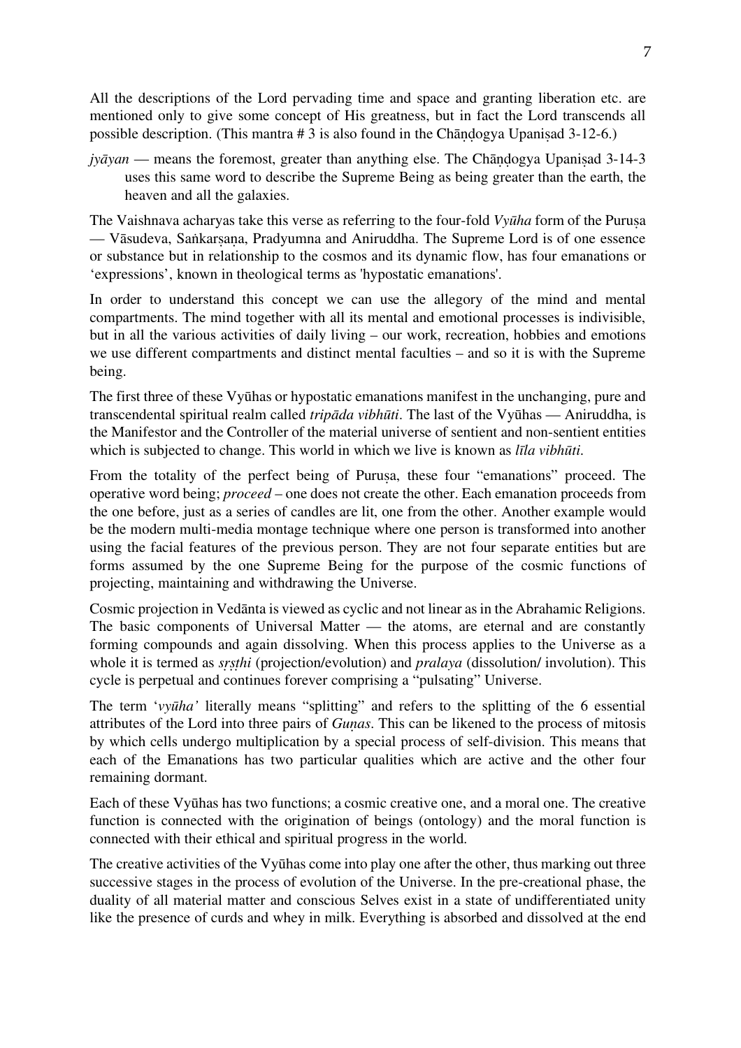All the descriptions of the Lord pervading time and space and granting liberation etc. are mentioned only to give some concept of His greatness, but in fact the Lord transcends all possible description. (This mantra # 3 is also found in the Chāṇḍogya Upaniṣad 3-12-6.)

*jyāyan* — means the foremost, greater than anything else. The Chāṇḍogya Upaniṣad 3-14-3 uses this same word to describe the Supreme Being as being greater than the earth, the heaven and all the galaxies.

The Vaishnava acharyas take this verse as referring to the four-fold *Vyūha* form of the Puruṣa — Vāsudeva, Saṅkarṣaṇa, Pradyumna and Aniruddha. The Supreme Lord is of one essence or substance but in relationship to the cosmos and its dynamic flow, has four emanations or 'expressions', known in theological terms as 'hypostatic emanations'.

In order to understand this concept we can use the allegory of the mind and mental compartments. The mind together with all its mental and emotional processes is indivisible, but in all the various activities of daily living – our work, recreation, hobbies and emotions we use different compartments and distinct mental faculties – and so it is with the Supreme being.

The first three of these Vyūhas or hypostatic emanations manifest in the unchanging, pure and transcendental spiritual realm called *tripāda vibhūti*. The last of the Vyūhas — Aniruddha, is the Manifestor and the Controller of the material universe of sentient and non-sentient entities which is subjected to change. This world in which we live is known as *līla vibhūti*.

From the totality of the perfect being of Puruṣa, these four "emanations" proceed. The operative word being; *proceed* – one does not create the other. Each emanation proceeds from the one before, just as a series of candles are lit, one from the other. Another example would be the modern multi-media montage technique where one person is transformed into another using the facial features of the previous person. They are not four separate entities but are forms assumed by the one Supreme Being for the purpose of the cosmic functions of projecting, maintaining and withdrawing the Universe.

Cosmic projection in Vedānta is viewed as cyclic and not linear as in the Abrahamic Religions. The basic components of Universal Matter — the atoms, are eternal and are constantly forming compounds and again dissolving. When this process applies to the Universe as a whole it is termed as *sṛṣṭhi* (projection/evolution) and *pralaya* (dissolution/ involution). This cycle is perpetual and continues forever comprising a "pulsating" Universe.

The term '*vyūha'* literally means "splitting" and refers to the splitting of the 6 essential attributes of the Lord into three pairs of *Guṇas*. This can be likened to the process of mitosis by which cells undergo multiplication by a special process of self-division. This means that each of the Emanations has two particular qualities which are active and the other four remaining dormant.

Each of these Vyūhas has two functions; a cosmic creative one, and a moral one. The creative function is connected with the origination of beings (ontology) and the moral function is connected with their ethical and spiritual progress in the world.

The creative activities of the Vyūhas come into play one after the other, thus marking out three successive stages in the process of evolution of the Universe. In the pre-creational phase, the duality of all material matter and conscious Selves exist in a state of undifferentiated unity like the presence of curds and whey in milk. Everything is absorbed and dissolved at the end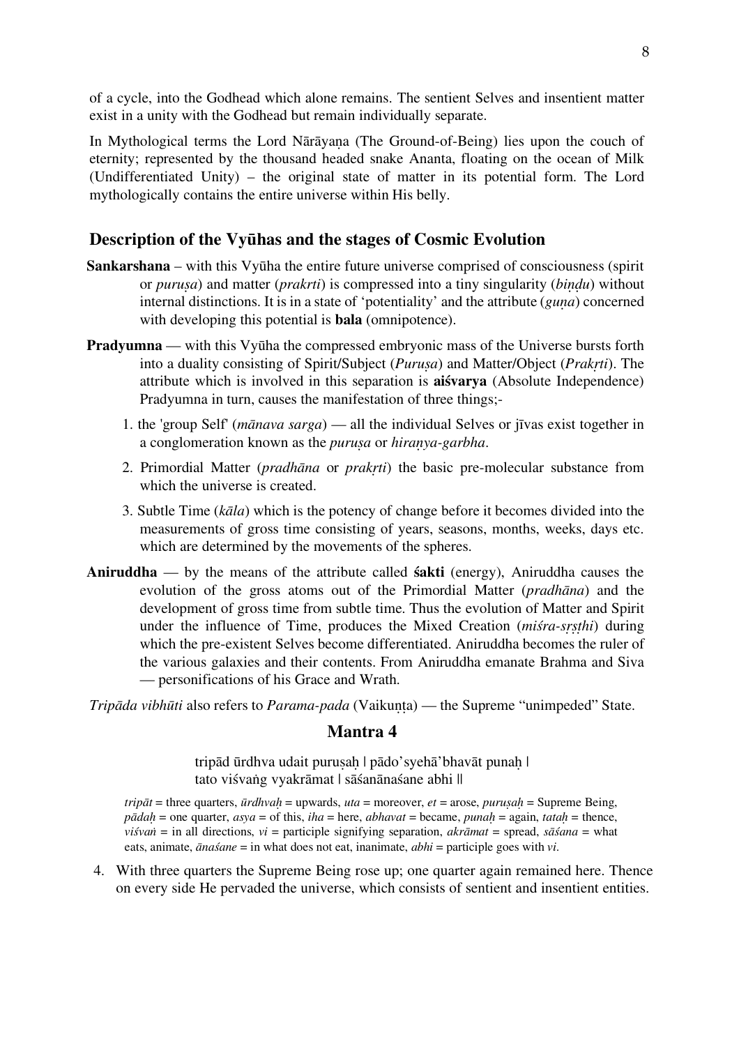of a cycle, into the Godhead which alone remains. The sentient Selves and insentient matter exist in a unity with the Godhead but remain individually separate.

In Mythological terms the Lord Nārāyaṇa (The Ground-of-Being) lies upon the couch of eternity; represented by the thousand headed snake Ananta, floating on the ocean of Milk (Undifferentiated Unity) – the original state of matter in its potential form. The Lord mythologically contains the entire universe within His belly.

## Description of the Vyūhas and the stages of Cosmic Evolution

**Sankarshana** – with this Vyūha the entire future universe comprised of consciousness (spirit or *puruṣa*) and matter (*prakrti*) is compressed into a tiny singularity (*biṇḍu*) without internal distinctions. It is in a state of 'potentiality' and the attribute (*guṇa*) concerned with developing this potential is **bala** (omnipotence).

**Pradyumna** — with this Vyūha the compressed embryonic mass of the Universe bursts forth into a duality consisting of Spirit/Subject (*Puruṣa*) and Matter/Object (*Prakṛti*). The attribute which is involved in this separation is **aiśvarya** (Absolute Independence) Pradyumna in turn, causes the manifestation of three things;-

1. the 'group Self' (*mānava sarga*) — all the individual Selves or jīvas exist together in a conglomeration known as the *puruṣa* or *hiraṇya-garbha*.
2. Primordial Matter (*pradhāna* or *prakṛti*) the basic pre-molecular substance from which the universe is created.
3. Subtle Time (*kāla*) which is the potency of change before it becomes divided into the measurements of gross time consisting of years, seasons, months, weeks, days etc. which are determined by the movements of the spheres.

**Aniruddha** — by the means of the attribute called **śakti** (energy), Aniruddha causes the evolution of the gross atoms out of the Primordial Matter (*pradhāna*) and the development of gross time from subtle time. Thus the evolution of Matter and Spirit under the influence of Time, produces the Mixed Creation (*miśra-sṛṣṭhi*) during which the pre-existent Selves become differentiated. Aniruddha becomes the ruler of the various galaxies and their contents. From Aniruddha emanate Brahma and Siva — personifications of his Grace and Wrath.

*Tripāda vibhūti* also refers to *Parama-pada* (Vaikuṇṭa) — the Supreme "unimpeded" State.

## Mantra 4

tripād ūrdhva udait puruṣaḥ | pādo'syehā'bhavāt punaḥ |
tato viśvaṅg vyakrāmat | sāśanānaśane abhi ||

*tripāt* = three quarters, *ūrdhvaḥ* = upwards, *uta* = moreover, *et* = arose, *puruṣaḥ* = Supreme Being, *pādaḥ* = one quarter, *asya* = of this, *iha* = here, *abhavat* = became, *punaḥ* = again, *tataḥ* = thence, *viśvaṅ* = in all directions, *vi* = participle signifying separation, *akrāmat* = spread, *sāśana* = what eats, animate, *ānaśane* = in what does not eat, inanimate, *abhi* = participle goes with *vi*.

4. With three quarters the Supreme Being rose up; one quarter again remained here. Thence on every side He pervaded the universe, which consists of sentient and insentient entities.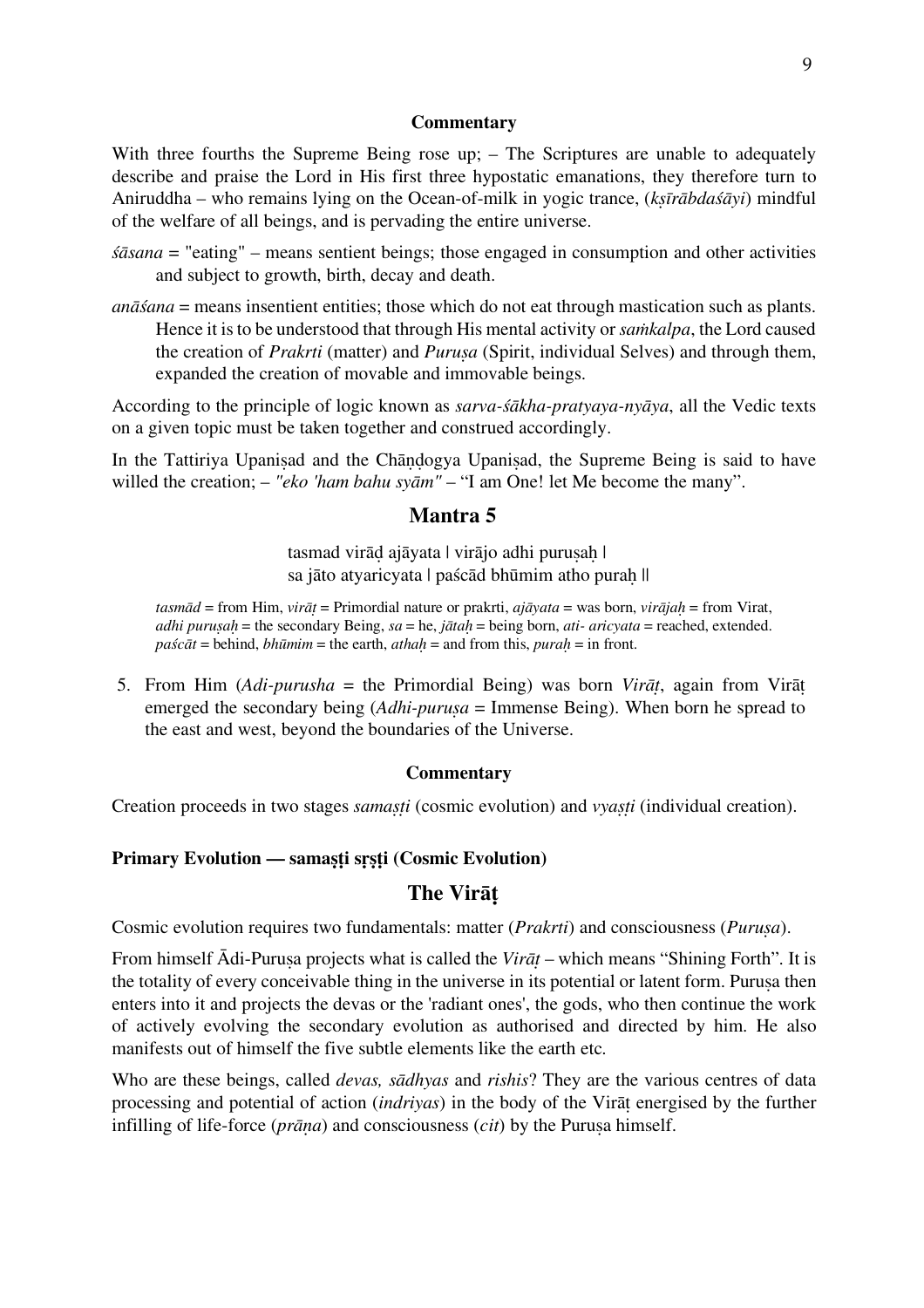**Commentary**

With three fourths the Supreme Being rose up; – The Scriptures are unable to adequately describe and praise the Lord in His first three hypostatic emanations, they therefore turn to Aniruddha – who remains lying on the Ocean-of-milk in yogic trance, (*kṣīrābdaśāyi*) mindful of the welfare of all beings, and is pervading the entire universe.

*śāsana* = "eating" – means sentient beings; those engaged in consumption and other activities and subject to growth, birth, decay and death.

*anāśana* = means insentient entities; those which do not eat through mastication such as plants. Hence it is to be understood that through His mental activity or *saṁkalpa*, the Lord caused the creation of *Prakrti* (matter) and *Puruṣa* (Spirit, individual Selves) and through them, expanded the creation of movable and immovable beings.

According to the principle of logic known as *sarva-śākha-pratyaya-nyāya*, all the Vedic texts on a given topic must be taken together and construed accordingly.

In the Tattiriya Upaniṣad and the Chāṇḍogya Upaniṣad, the Supreme Being is said to have willed the creation; – *"eko 'ham bahu syām"* – "I am One! let Me become the many".

## Mantra 5

tasmad virāḍ ajāyata | virājo adhi puruṣaḥ |
sa jāto atyaricyata | paścād bhūmim atho puraḥ ||

*tasmād* = from Him, *virāṭ* = Primordial nature or prakrti, *ajāyata* = was born, *virājaḥ* = from Virat, *adhi puruṣaḥ* = the secondary Being, *sa* = he, *jātaḥ* = being born, *ati- aricyata* = reached, extended. *paścāt* = behind, *bhūmim* = the earth, *athaḥ* = and from this, *puraḥ* = in front.

5. From Him (*Adi-purusha* = the Primordial Being) was born *Virāṭ*, again from Virāṭ emerged the secondary being (*Adhi-puruṣa* = Immense Being). When born he spread to the east and west, beyond the boundaries of the Universe.

**Commentary**

Creation proceeds in two stages *samaṣṭi* (cosmic evolution) and *vyaṣṭi* (individual creation).

**Primary Evolution — samaṣṭi sṛṣṭi (Cosmic Evolution)**

## The Virāṭ

Cosmic evolution requires two fundamentals: matter (*Prakrti*) and consciousness (*Puruṣa*).

From himself Ādi-Puruṣa projects what is called the *Virāṭ* – which means "Shining Forth". It is the totality of every conceivable thing in the universe in its potential or latent form. Puruṣa then enters into it and projects the devas or the 'radiant ones', the gods, who then continue the work of actively evolving the secondary evolution as authorised and directed by him. He also manifests out of himself the five subtle elements like the earth etc.

Who are these beings, called *devas, sādhyas* and *rishis*? They are the various centres of data processing and potential of action (*indriyas*) in the body of the Virāṭ energised by the further infilling of life-force (*prāṇa*) and consciousness (*cit*) by the Puruṣa himself.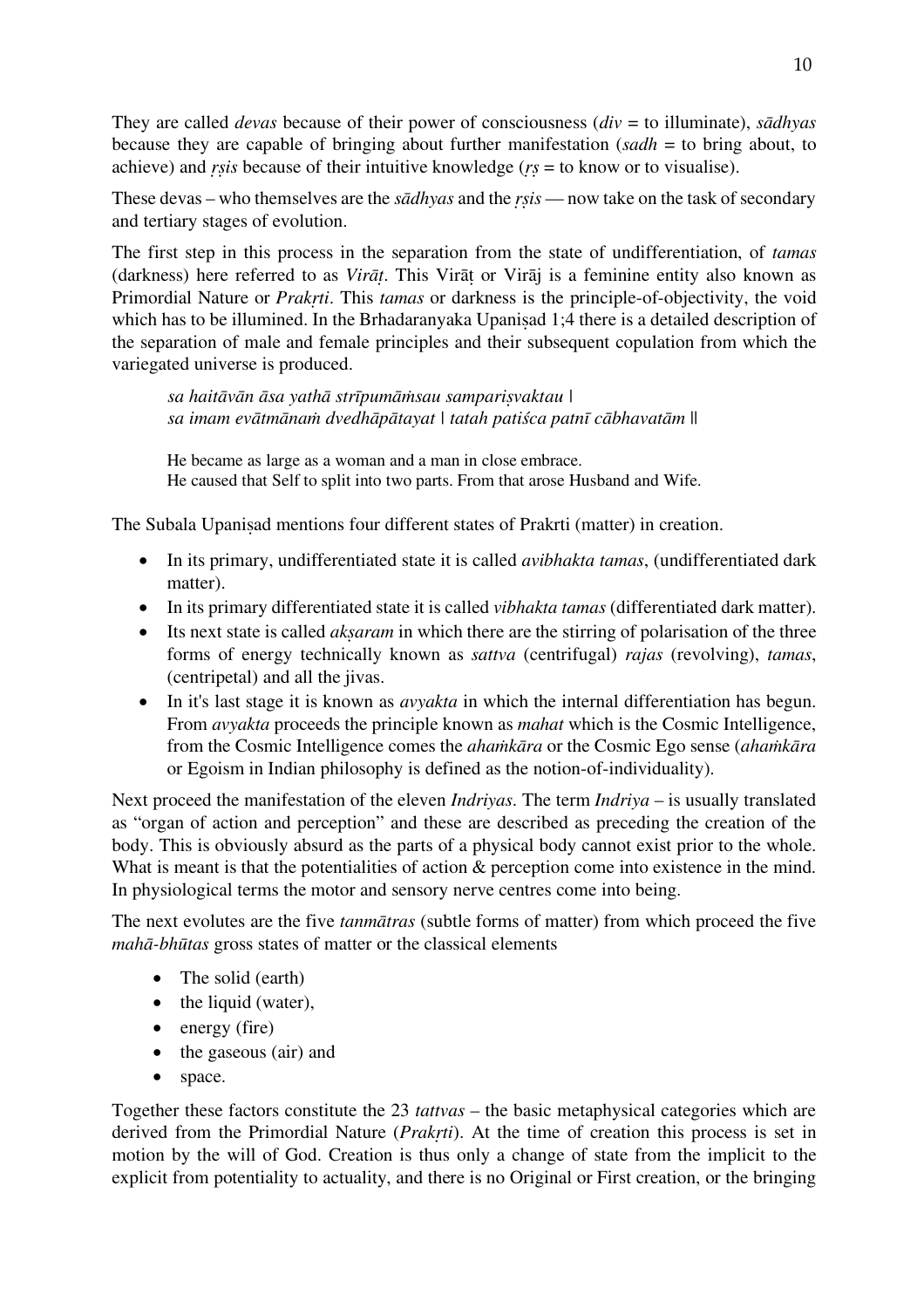They are called *devas* because of their power of consciousness (*div* = to illuminate), *sādhyas* because they are capable of bringing about further manifestation (*sadh* = to bring about, to achieve) and *ṛṣis* because of their intuitive knowledge (*ṛṣ* = to know or to visualise).

These devas – who themselves are the *sādhyas* and the *ṛṣis* — now take on the task of secondary and tertiary stages of evolution.

The first step in this process in the separation from the state of undifferentiation, of *tamas* (darkness) here referred to as *Virāṭ*. This Virāṭ or Virāj is a feminine entity also known as Primordial Nature or *Prakṛti*. This *tamas* or darkness is the principle-of-objectivity, the void which has to be illumined. In the Brhadaranyaka Upaniṣad 1;4 there is a detailed description of the separation of male and female principles and their subsequent copulation from which the variegated universe is produced.

> *sa haitāvān āsa yathā strīpumāṁsau sampariṣvaktau |*
> *sa imam evātmānaṁ dvedhāpātayat | tatah patiśca patnī cābhavatām ||*
>
> He became as large as a woman and a man in close embrace.
> He caused that Self to split into two parts. From that arose Husband and Wife.

The Subala Upaniṣad mentions four different states of Prakrti (matter) in creation.

- In its primary, undifferentiated state it is called *avibhakta tamas*, (undifferentiated dark matter).
- In its primary differentiated state it is called *vibhakta tamas* (differentiated dark matter).
- Its next state is called *akṣaram* in which there are the stirring of polarisation of the three forms of energy technically known as *sattva* (centrifugal) *rajas* (revolving), *tamas*, (centripetal) and all the jivas.
- In it's last stage it is known as *avyakta* in which the internal differentiation has begun. From *avyakta* proceeds the principle known as *mahat* which is the Cosmic Intelligence, from the Cosmic Intelligence comes the *ahaṁkāra* or the Cosmic Ego sense (*ahaṁkāra* or Egoism in Indian philosophy is defined as the notion-of-individuality).

Next proceed the manifestation of the eleven *Indriyas*. The term *Indriya* – is usually translated as "organ of action and perception" and these are described as preceding the creation of the body. This is obviously absurd as the parts of a physical body cannot exist prior to the whole. What is meant is that the potentialities of action & perception come into existence in the mind. In physiological terms the motor and sensory nerve centres come into being.

The next evolutes are the five *tanmātras* (subtle forms of matter) from which proceed the five *mahā-bhūtas* gross states of matter or the classical elements

- The solid (earth)
- the liquid (water),
- energy (fire)
- the gaseous (air) and
- space.

Together these factors constitute the 23 *tattvas* – the basic metaphysical categories which are derived from the Primordial Nature (*Prakṛti*). At the time of creation this process is set in motion by the will of God. Creation is thus only a change of state from the implicit to the explicit from potentiality to actuality, and there is no Original or First creation, or the bringing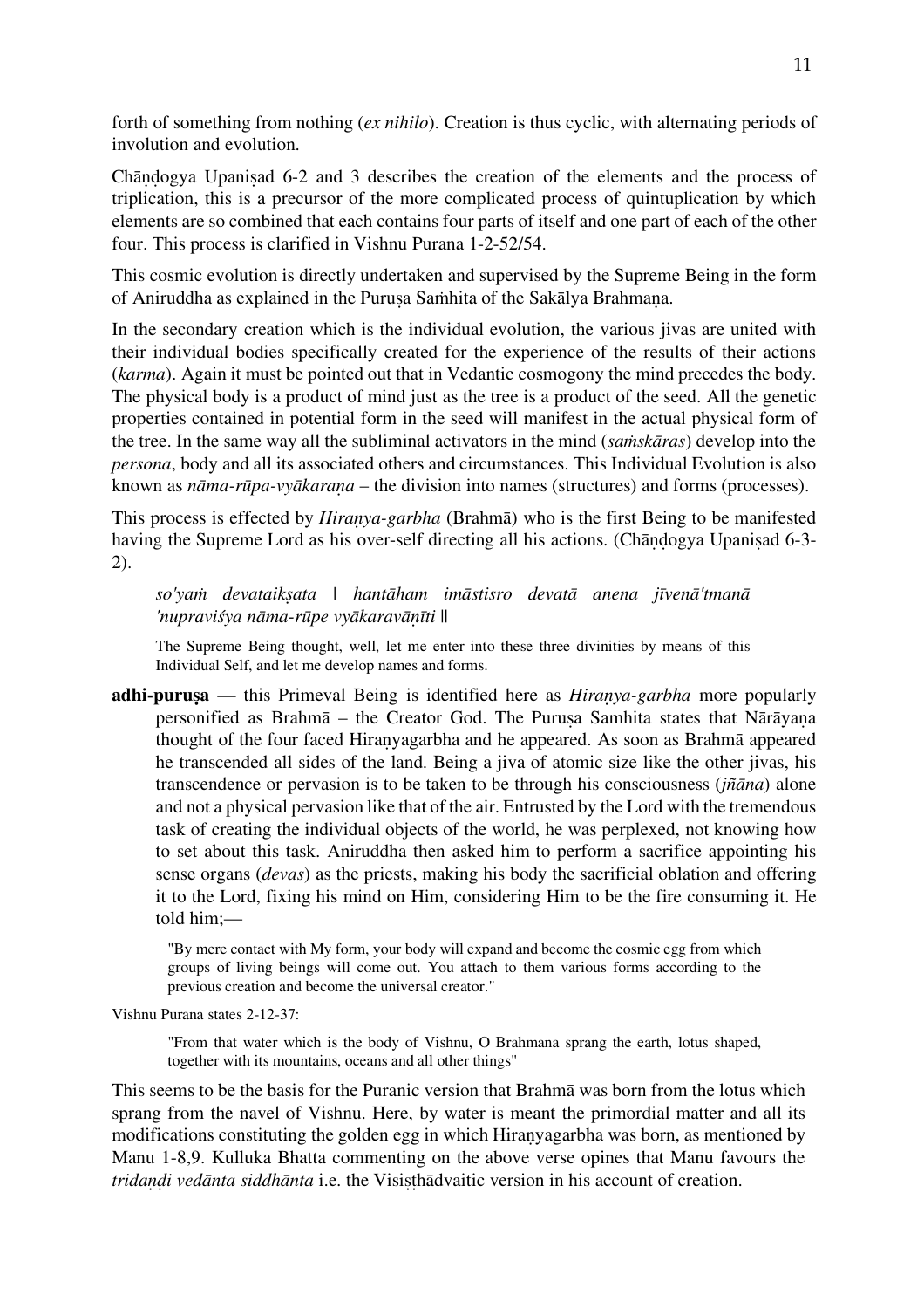forth of something from nothing (*ex nihilo*). Creation is thus cyclic, with alternating periods of involution and evolution.

Chāṇḍogya Upaniṣad 6-2 and 3 describes the creation of the elements and the process of triplication, this is a precursor of the more complicated process of quintuplication by which elements are so combined that each contains four parts of itself and one part of each of the other four. This process is clarified in Vishnu Purana 1-2-52/54.

This cosmic evolution is directly undertaken and supervised by the Supreme Being in the form of Aniruddha as explained in the Puruṣa Saṁhita of the Sakālya Brahmaṇa.

In the secondary creation which is the individual evolution, the various jivas are united with their individual bodies specifically created for the experience of the results of their actions (*karma*). Again it must be pointed out that in Vedantic cosmogony the mind precedes the body. The physical body is a product of mind just as the tree is a product of the seed. All the genetic properties contained in potential form in the seed will manifest in the actual physical form of the tree. In the same way all the subliminal activators in the mind (*saṁskāras*) develop into the *persona*, body and all its associated others and circumstances. This Individual Evolution is also known as *nāma-rūpa-vyākaraṇa* – the division into names (structures) and forms (processes).

This process is effected by *Hiraṇya-garbha* (Brahmā) who is the first Being to be manifested having the Supreme Lord as his over-self directing all his actions. (Chāṇḍogya Upaniṣad 6-3-2).

> *so'yaṁ devataikṣata | hantāham imāstisro devatā anena jīvenā'tmanā 'nupraviśya nāma-rūpe vyākaravāṇīti* ||
>
> The Supreme Being thought, well, let me enter into these three divinities by means of this Individual Self, and let me develop names and forms.

**adhi-puruṣa** — this Primeval Being is identified here as *Hiraṇya-garbha* more popularly personified as Brahmā – the Creator God. The Puruṣa Samhita states that Nārāyaṇa thought of the four faced Hiraṇyagarbha and he appeared. As soon as Brahmā appeared he transcended all sides of the land. Being a jiva of atomic size like the other jivas, his transcendence or pervasion is to be taken to be through his consciousness (*jñāna*) alone and not a physical pervasion like that of the air. Entrusted by the Lord with the tremendous task of creating the individual objects of the world, he was perplexed, not knowing how to set about this task. Aniruddha then asked him to perform a sacrifice appointing his sense organs (*devas*) as the priests, making his body the sacrificial oblation and offering it to the Lord, fixing his mind on Him, considering Him to be the fire consuming it. He told him;—

> "By mere contact with My form, your body will expand and become the cosmic egg from which groups of living beings will come out. You attach to them various forms according to the previous creation and become the universal creator."

Vishnu Purana states 2-12-37:

> "From that water which is the body of Vishnu, O Brahmana sprang the earth, lotus shaped, together with its mountains, oceans and all other things"

This seems to be the basis for the Puranic version that Brahmā was born from the lotus which sprang from the navel of Vishnu. Here, by water is meant the primordial matter and all its modifications constituting the golden egg in which Hiraṇyagarbha was born, as mentioned by Manu 1-8,9. Kulluka Bhatta commenting on the above verse opines that Manu favours the *tridaṇḍi vedānta siddhānta* i.e. the Visiṣṭhādvaitic version in his account of creation.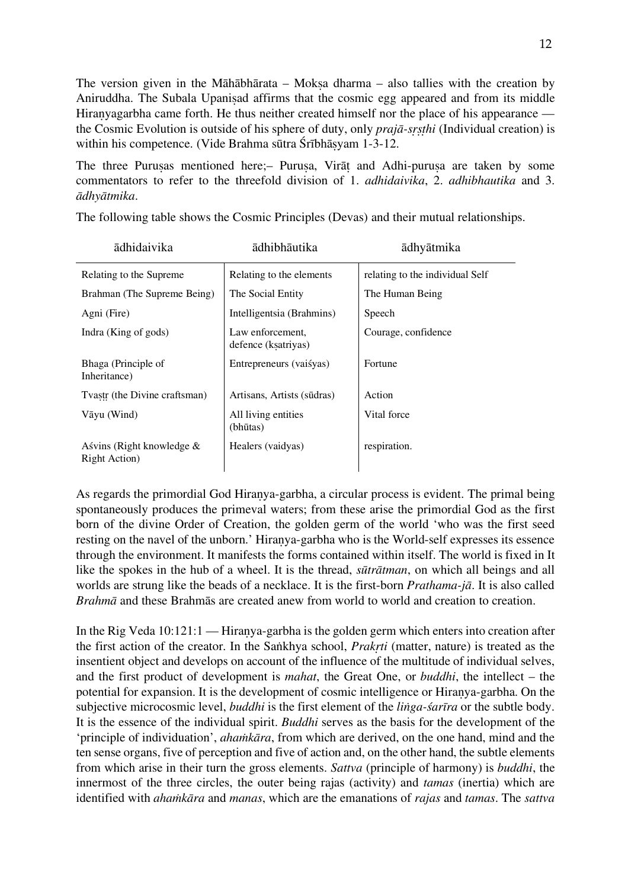The version given in the Māhābhārata – Mokṣa dharma – also tallies with the creation by Aniruddha. The Subala Upaniṣad affirms that the cosmic egg appeared and from its middle Hiraṇyagarbha came forth. He thus neither created himself nor the place of his appearance — the Cosmic Evolution is outside of his sphere of duty, only *prajā-sṛṣṭhi* (Individual creation) is within his competence. (Vide Brahma sūtra Śrībhāṣyam 1-3-12.

The three Puruṣas mentioned here;– Puruṣa, Virāṭ and Adhi-puruṣa are taken by some commentators to refer to the threefold division of 1. *adhidaivika*, 2. *adhibhautika* and 3. *ādhyātmika*.

The following table shows the Cosmic Principles (Devas) and their mutual relationships.

| ādhidaivika | ādhibhāutika | ādhyātmika |
|---|---|---|
| Relating to the Supreme | Relating to the elements | relating to the individual Self |
| Brahman (The Supreme Being) | The Social Entity | The Human Being |
| Agni (Fire) | Intelligentsia (Brahmins) | Speech |
| Indra (King of gods) | Law enforcement, defence (kṣatriyas) | Courage, confidence |
| Bhaga (Principle of Inheritance) | Entrepreneurs (vaiśyas) | Fortune |
| Tvaṣṭṛ (the Divine craftsman) | Artisans, Artists (sūdras) | Action |
| Vāyu (Wind) | All living entities (bhūtas) | Vital force |
| Aśvins (Right knowledge & Right Action) | Healers (vaidyas) | respiration. |

As regards the primordial God Hiraṇya-garbha, a circular process is evident. The primal being spontaneously produces the primeval waters; from these arise the primordial God as the first born of the divine Order of Creation, the golden germ of the world 'who was the first seed resting on the navel of the unborn.' Hiraṇya-garbha who is the World-self expresses its essence through the environment. It manifests the forms contained within itself. The world is fixed in It like the spokes in the hub of a wheel. It is the thread, *sūtrātman*, on which all beings and all worlds are strung like the beads of a necklace. It is the first-born *Prathama-jā*. It is also called *Brahmā* and these Brahmās are created anew from world to world and creation to creation.

In the Rig Veda 10:121:1 — Hiraṇya-garbha is the golden germ which enters into creation after the first action of the creator. In the Saṅkhya school, *Prakṛti* (matter, nature) is treated as the insentient object and develops on account of the influence of the multitude of individual selves, and the first product of development is *mahat*, the Great One, or *buddhi*, the intellect – the potential for expansion. It is the development of cosmic intelligence or Hiraṇya-garbha. On the subjective microcosmic level, *buddhi* is the first element of the *liṅga-śarīra* or the subtle body. It is the essence of the individual spirit. *Buddhi* serves as the basis for the development of the 'principle of individuation', *ahaṁkāra*, from which are derived, on the one hand, mind and the ten sense organs, five of perception and five of action and, on the other hand, the subtle elements from which arise in their turn the gross elements. *Sattva* (principle of harmony) is *buddhi*, the innermost of the three circles, the outer being rajas (activity) and *tamas* (inertia) which are identified with *ahaṁkāra* and *manas*, which are the emanations of *rajas* and *tamas*. The *sattva*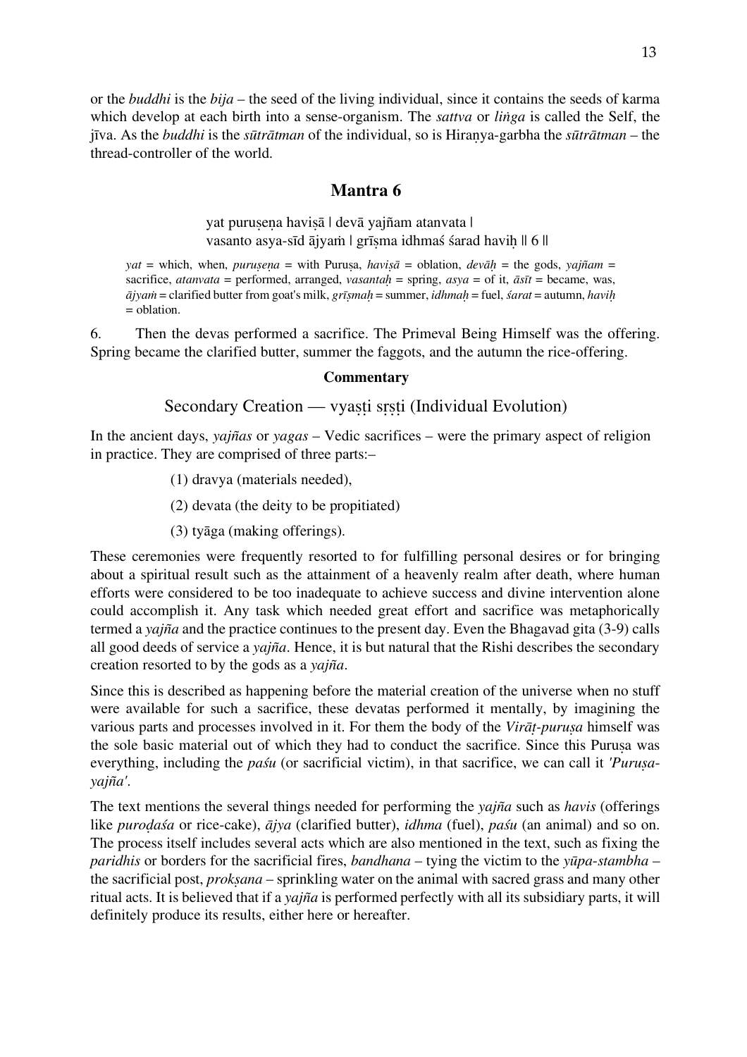or the *buddhi* is the *bija* – the seed of the living individual, since it contains the seeds of karma which develop at each birth into a sense-organism. The *sattva* or *liṅga* is called the Self, the jīva. As the *buddhi* is the *sūtrātman* of the individual, so is Hiraṇya-garbha the *sūtrātman* – the thread-controller of the world.

## Mantra 6

yat puruṣeṇa haviṣā | devā yajñam atanvata |
vasanto asya-sīd ājyaṁ | grīṣma idhmaś śarad haviḥ || 6 ||

*yat* = which, when, *puruṣeṇa* = with Puruṣa, *haviṣā* = oblation, *devāḥ* = the gods, *yajñam* = sacrifice, *atanvata* = performed, arranged, *vasantaḥ* = spring, *asya* = of it, *āsīt* = became, was, *ājyaṁ* = clarified butter from goat's milk, *grīṣmaḥ* = summer, *idhmaḥ* = fuel, *śarat* = autumn, *haviḥ* = oblation.

6. Then the devas performed a sacrifice. The Primeval Being Himself was the offering. Spring became the clarified butter, summer the faggots, and the autumn the rice-offering.

**Commentary**

### Secondary Creation — vyaṣṭi sṛṣṭi (Individual Evolution)

In the ancient days, *yajñas* or *yagas* – Vedic sacrifices – were the primary aspect of religion in practice. They are comprised of three parts:–

(1) dravya (materials needed),

(2) devata (the deity to be propitiated)

(3) tyāga (making offerings).

These ceremonies were frequently resorted to for fulfilling personal desires or for bringing about a spiritual result such as the attainment of a heavenly realm after death, where human efforts were considered to be too inadequate to achieve success and divine intervention alone could accomplish it. Any task which needed great effort and sacrifice was metaphorically termed a *yajña* and the practice continues to the present day. Even the Bhagavad gita (3-9) calls all good deeds of service a *yajña*. Hence, it is but natural that the Rishi describes the secondary creation resorted to by the gods as a *yajña*.

Since this is described as happening before the material creation of the universe when no stuff were available for such a sacrifice, these devatas performed it mentally, by imagining the various parts and processes involved in it. For them the body of the *Virāṭ-puruṣa* himself was the sole basic material out of which they had to conduct the sacrifice. Since this Puruṣa was everything, including the *paśu* (or sacrificial victim), in that sacrifice, we can call it *'Puruṣa-yajña'*.

The text mentions the several things needed for performing the *yajña* such as *havis* (offerings like *puroḍaśa* or rice-cake), *ājya* (clarified butter), *idhma* (fuel), *paśu* (an animal) and so on. The process itself includes several acts which are also mentioned in the text, such as fixing the *paridhis* or borders for the sacrificial fires, *bandhana* – tying the victim to the *yūpa-stambha* – the sacrificial post, *prokṣana* – sprinkling water on the animal with sacred grass and many other ritual acts. It is believed that if a *yajña* is performed perfectly with all its subsidiary parts, it will definitely produce its results, either here or hereafter.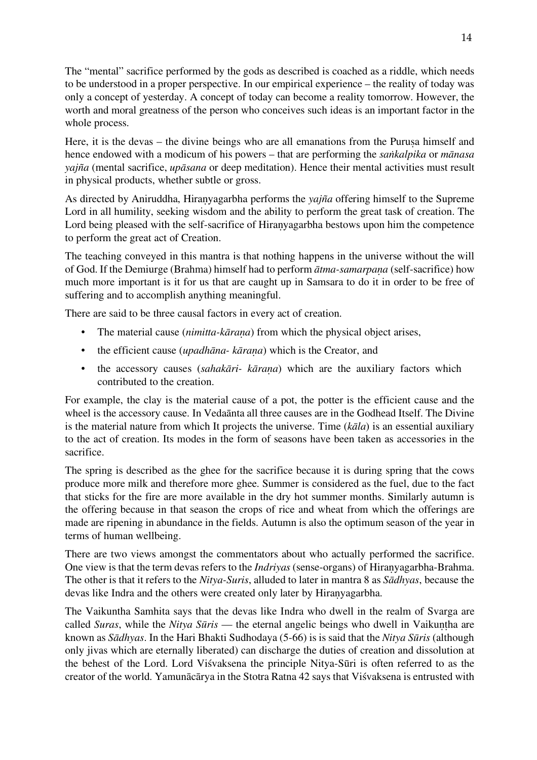The "mental" sacrifice performed by the gods as described is coached as a riddle, which needs to be understood in a proper perspective. In our empirical experience – the reality of today was only a concept of yesterday. A concept of today can become a reality tomorrow. However, the worth and moral greatness of the person who conceives such ideas is an important factor in the whole process.

Here, it is the devas – the divine beings who are all emanations from the Puruṣa himself and hence endowed with a modicum of his powers – that are performing the *saṅkalpika* or *mānasa yajña* (mental sacrifice, *upāsana* or deep meditation). Hence their mental activities must result in physical products, whether subtle or gross.

As directed by Aniruddha, Hiraṇyagarbha performs the *yajña* offering himself to the Supreme Lord in all humility, seeking wisdom and the ability to perform the great task of creation. The Lord being pleased with the self-sacrifice of Hiraṇyagarbha bestows upon him the competence to perform the great act of Creation.

The teaching conveyed in this mantra is that nothing happens in the universe without the will of God. If the Demiurge (Brahma) himself had to perform *ātma-samarpaṇa* (self-sacrifice) how much more important is it for us that are caught up in Samsara to do it in order to be free of suffering and to accomplish anything meaningful.

There are said to be three causal factors in every act of creation.

- The material cause (*nimitta-kāraṇa*) from which the physical object arises,
- the efficient cause (*upadhāna- kāraṇa*) which is the Creator, and
- the accessory causes (*sahakāri- kāraṇa*) which are the auxiliary factors which contributed to the creation.

For example, the clay is the material cause of a pot, the potter is the efficient cause and the wheel is the accessory cause. In Vedaānta all three causes are in the Godhead Itself. The Divine is the material nature from which It projects the universe. Time (*kāla*) is an essential auxiliary to the act of creation. Its modes in the form of seasons have been taken as accessories in the sacrifice.

The spring is described as the ghee for the sacrifice because it is during spring that the cows produce more milk and therefore more ghee. Summer is considered as the fuel, due to the fact that sticks for the fire are more available in the dry hot summer months. Similarly autumn is the offering because in that season the crops of rice and wheat from which the offerings are made are ripening in abundance in the fields. Autumn is also the optimum season of the year in terms of human wellbeing.

There are two views amongst the commentators about who actually performed the sacrifice. One view is that the term devas refers to the *Indriyas* (sense-organs) of Hiraṇyagarbha-Brahma. The other is that it refers to the *Nitya-Suris*, alluded to later in mantra 8 as *Sādhyas*, because the devas like Indra and the others were created only later by Hiraṇyagarbha.

The Vaikuntha Samhita says that the devas like Indra who dwell in the realm of Svarga are called *Suras*, while the *Nitya Sūris* — the eternal angelic beings who dwell in Vaikuṇṭha are known as *Sādhyas*. In the Hari Bhakti Sudhodaya (5-66) is is said that the *Nitya Sūris* (although only jivas which are eternally liberated) can discharge the duties of creation and dissolution at the behest of the Lord. Lord Viśvaksena the principle Nitya-Sūri is often referred to as the creator of the world. Yamunācārya in the Stotra Ratna 42 says that Viśvaksena is entrusted with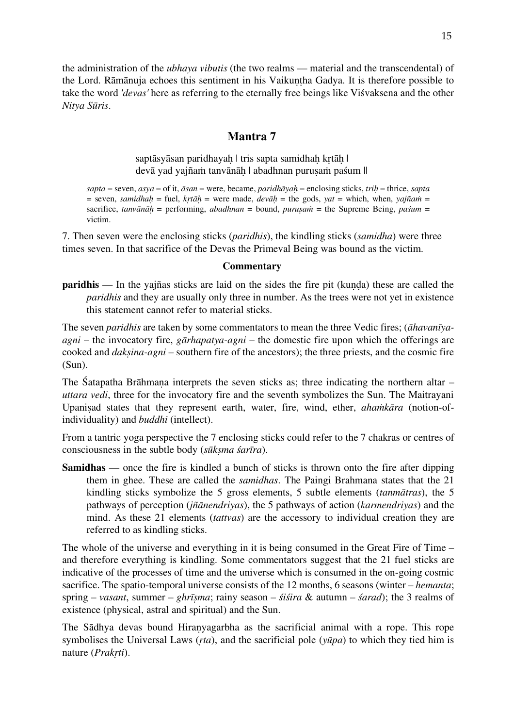the administration of the *ubhaya vibutis* (the two realms — material and the transcendental) of the Lord. Rāmānuja echoes this sentiment in his Vaikuṇṭha Gadya. It is therefore possible to take the word *'devas'* here as referring to the eternally free beings like Viśvaksena and the other *Nitya Sūris*.

## Mantra 7

saptāsyāsan paridhayaḥ | tris sapta samidhaḥ kṛtāḥ |
devā yad yajñaṁ tanvānāḥ | abadhnan puruṣaṁ paśum ||

*sapta* = seven, *asya* = of it, *āsan* = were, became, *paridhāyaḥ* = enclosing sticks, *triḥ* = thrice, *sapta* = seven, *samidhaḥ* = fuel, *kṛtāḥ* = were made, *devāḥ* = the gods, *yat* = which, when, *yajñaṁ* = sacrifice, *tanvānāḥ* = performing, *abadhnan* = bound, *puruṣaṁ* = the Supreme Being, *paśum* = victim.

7. Then seven were the enclosing sticks (*paridhis*), the kindling sticks (*samidha*) were three times seven. In that sacrifice of the Devas the Primeval Being was bound as the victim.

### Commentary

**paridhis** — In the yajñas sticks are laid on the sides the fire pit (kuṇḍa) these are called the *paridhis* and they are usually only three in number. As the trees were not yet in existence this statement cannot refer to material sticks.

The seven *paridhis* are taken by some commentators to mean the three Vedic fires; (*āhavanīya-agni* – the invocatory fire, *gārhapatya-agni* – the domestic fire upon which the offerings are cooked and *dakṣina-agni* – southern fire of the ancestors); the three priests, and the cosmic fire (Sun).

The Śatapatha Brāhmaṇa interprets the seven sticks as; three indicating the northern altar – *uttara vedi*, three for the invocatory fire and the seventh symbolizes the Sun. The Maitrayani Upaniṣad states that they represent earth, water, fire, wind, ether, *ahaṁkāra* (notion-of-individuality) and *buddhi* (intellect).

From a tantric yoga perspective the 7 enclosing sticks could refer to the 7 chakras or centres of consciousness in the subtle body (*sūkṣma śarīra*).

**Samidhas** — once the fire is kindled a bunch of sticks is thrown onto the fire after dipping them in ghee. These are called the *samidhas*. The Paingi Brahmana states that the 21 kindling sticks symbolize the 5 gross elements, 5 subtle elements (*tanmātras*), the 5 pathways of perception (*jñānendriyas*), the 5 pathways of action (*karmendriyas*) and the mind. As these 21 elements (*tattvas*) are the accessory to individual creation they are referred to as kindling sticks.

The whole of the universe and everything in it is being consumed in the Great Fire of Time – and therefore everything is kindling. Some commentators suggest that the 21 fuel sticks are indicative of the processes of time and the universe which is consumed in the on-going cosmic sacrifice. The spatio-temporal universe consists of the 12 months, 6 seasons (winter – *hemanta*; spring – *vasant*, summer – *ghrīṣma*; rainy season – *śiśira* & autumn – *śarad*); the 3 realms of existence (physical, astral and spiritual) and the Sun.

The Sādhya devas bound Hiraṇyagarbha as the sacrificial animal with a rope. This rope symbolises the Universal Laws (*ṛta*), and the sacrificial pole (*yūpa*) to which they tied him is nature (*Prakṛti*).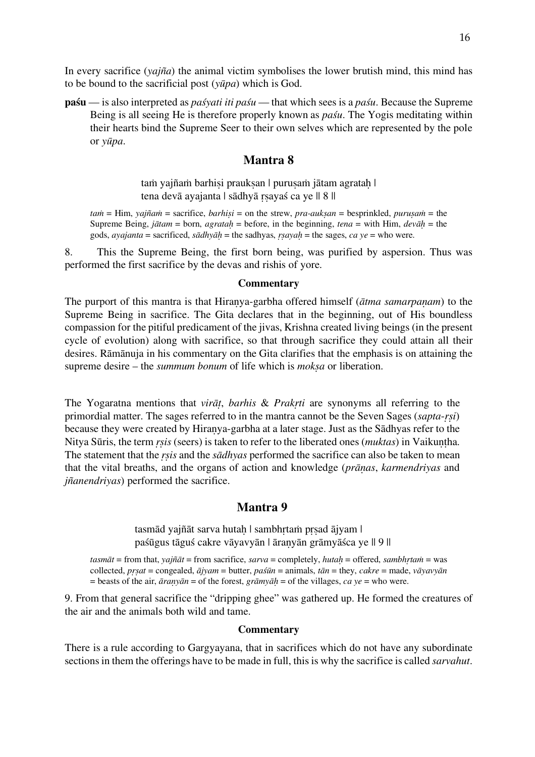In every sacrifice (*yajña*) the animal victim symbolises the lower brutish mind, this mind has to be bound to the sacrificial post (*yūpa*) which is God.

**paśu** — is also interpreted as *paśyati iti paśu* — that which sees is a *paśu*. Because the Supreme Being is all seeing He is therefore properly known as *paśu*. The Yogis meditating within their hearts bind the Supreme Seer to their own selves which are represented by the pole or *yūpa*.

## Mantra 8

> taṁ yajñaṁ barhiṣi praukṣan | puruṣaṁ jātam agrataḥ |
> tena devā ayajanta | sādhyā ṛṣayaś ca ye || 8 ||

*taṁ* = Him, *yajñaṁ* = sacrifice, *barhiṣi* = on the strew, *pra-aukṣan* = besprinkled, *puruṣaṁ* = the Supreme Being, *jātam* = born, *agrataḥ* = before, in the beginning, *tena* = with Him, *devāḥ* = the gods, *ayajanta* = sacrificed, *sādhyāḥ* = the sadhyas, *ṛṣayaḥ* = the sages, *ca ye* = who were.

8. This the Supreme Being, the first born being, was purified by aspersion. Thus was performed the first sacrifice by the devas and rishis of yore.

#### Commentary

The purport of this mantra is that Hiraṇya-garbha offered himself (*ātma samarpaṇam*) to the Supreme Being in sacrifice. The Gita declares that in the beginning, out of His boundless compassion for the pitiful predicament of the jivas, Krishna created living beings (in the present cycle of evolution) along with sacrifice, so that through sacrifice they could attain all their desires. Rāmānuja in his commentary on the Gita clarifies that the emphasis is on attaining the supreme desire – the *summum bonum* of life which is *mokṣa* or liberation.

The Yogaratna mentions that *virāṭ*, *barhis* & *Prakṛti* are synonyms all referring to the primordial matter. The sages referred to in the mantra cannot be the Seven Sages (*sapta-ṛṣi*) because they were created by Hiraṇya-garbha at a later stage. Just as the Sādhyas refer to the Nitya Sūris, the term *ṛṣis* (seers) is taken to refer to the liberated ones (*muktas*) in Vaikuṇṭha. The statement that the *ṛṣis* and the *sādhyas* performed the sacrifice can also be taken to mean that the vital breaths, and the organs of action and knowledge (*prāṇas*, *karmendriyas* and *jñanendriyas*) performed the sacrifice.

## Mantra 9

> tasmād yajñāt sarva hutaḥ | sambhṛtaṁ pṛṣad ājyam |
> paśūgus tāguś cakre vāyavyān | āraṇyān grāmyāśca ye || 9 ||

*tasmāt* = from that, *yajñāt* = from sacrifice, *sarva* = completely, *hutaḥ* = offered, *sambhṛtaṁ* = was collected, *pṛṣat* = congealed, *ājyam* = butter, *paśūn* = animals, *tān* = they, *cakre* = made, *vāyavyān* = beasts of the air, *āraṇyān* = of the forest, *grāmyāḥ* = of the villages, *ca ye* = who were.

9. From that general sacrifice the "dripping ghee" was gathered up. He formed the creatures of the air and the animals both wild and tame.

#### Commentary

There is a rule according to Gargyayana, that in sacrifices which do not have any subordinate sections in them the offerings have to be made in full, this is why the sacrifice is called *sarvahut*.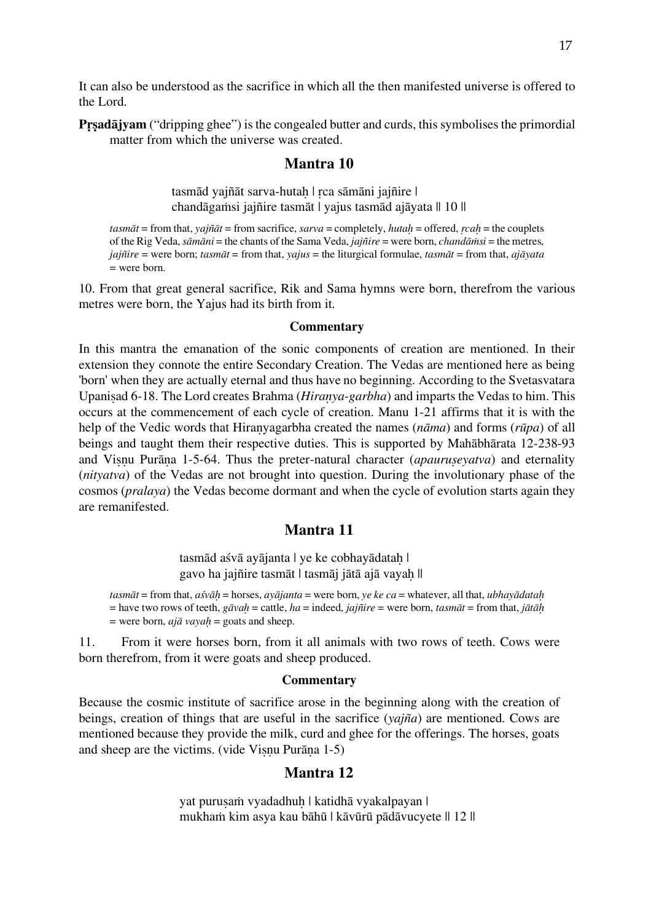It can also be understood as the sacrifice in which all the then manifested universe is offered to the Lord.

**Pṛṣadājyam** ("dripping ghee") is the congealed butter and curds, this symbolises the primordial matter from which the universe was created.

## Mantra 10

tasmād yajñāt sarva-hutaḥ | ṛca sāmāni jajñire |
chandāgaṁsi jajñire tasmāt | yajus tasmād ajāyata || 10 ||

*tasmāt* = from that, *yajñāt* = from sacrifice, *sarva* = completely, *hutaḥ* = offered, *ṛcaḥ* = the couplets of the Rig Veda, *sāmāni* = the chants of the Sama Veda, *jajñire* = were born, *chandāṁsi* = the metres, *jajñire* = were born; *tasmāt* = from that, *yajus* = the liturgical formulae, *tasmāt* = from that, *ajāyata* = were born.

10. From that great general sacrifice, Rik and Sama hymns were born, therefrom the various metres were born, the Yajus had its birth from it.

### Commentary

In this mantra the emanation of the sonic components of creation are mentioned. In their extension they connote the entire Secondary Creation. The Vedas are mentioned here as being 'born' when they are actually eternal and thus have no beginning. According to the Svetasvatara Upaniṣad 6-18. The Lord creates Brahma (*Hiraṇya-garbha*) and imparts the Vedas to him. This occurs at the commencement of each cycle of creation. Manu 1-21 affirms that it is with the help of the Vedic words that Hiraṇyagarbha created the names (*nāma*) and forms (*rūpa*) of all beings and taught them their respective duties. This is supported by Mahābhārata 12-238-93 and Viṣṇu Purāṇa 1-5-64. Thus the preter-natural character (*apauruṣeyatva*) and eternality (*nityatva*) of the Vedas are not brought into question. During the involutionary phase of the cosmos (*pralaya*) the Vedas become dormant and when the cycle of evolution starts again they are remanifested.

## Mantra 11

tasmād aśvā ayājanta | ye ke cobhayādataḥ |
gavo ha jajñire tasmāt | tasmāj jātā ajā vayaḥ ||

*tasmāt* = from that, *aśvāḥ* = horses, *ayājanta* = were born, *ye ke ca* = whatever, all that, *ubhayādataḥ* = have two rows of teeth, *gāvaḥ* = cattle, *ha* = indeed, *jajñire* = were born, *tasmāt* = from that, *jātāḥ* = were born, *ajā vayaḥ* = goats and sheep.

11. From it were horses born, from it all animals with two rows of teeth. Cows were born therefrom, from it were goats and sheep produced.

### Commentary

Because the cosmic institute of sacrifice arose in the beginning along with the creation of beings, creation of things that are useful in the sacrifice (*yajña*) are mentioned. Cows are mentioned because they provide the milk, curd and ghee for the offerings. The horses, goats and sheep are the victims. (vide Viṣṇu Purāṇa 1-5)

## Mantra 12

yat puruṣaṁ vyadadhuḥ | katidhā vyakalpayan |
mukhaṁ kim asya kau bāhū | kāvūrū pādāvucyete || 12 ||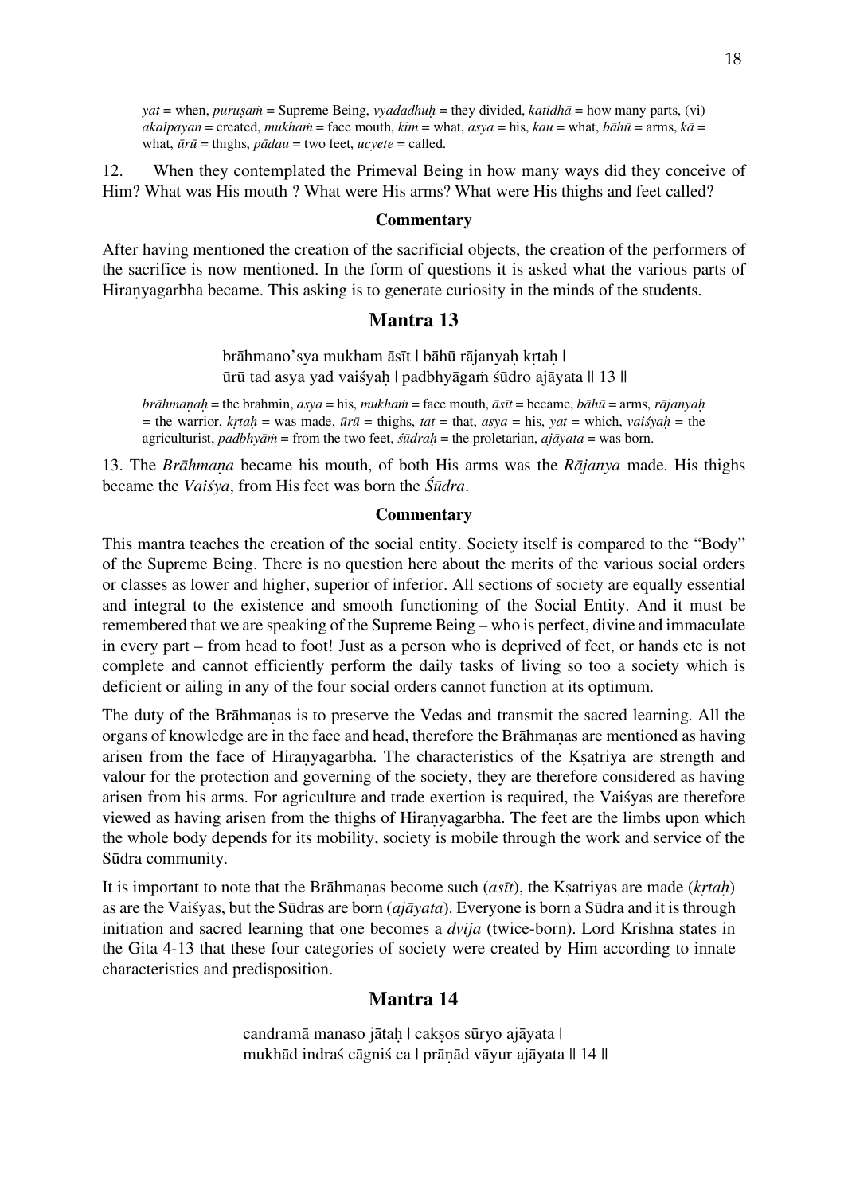*yat* = when, *puruṣaṁ* = Supreme Being, *vyadadhuḥ* = they divided, *katidhā* = how many parts, (vi) *akalpayan* = created, *mukhaṁ* = face mouth, *kim* = what, *asya* = his, *kau* = what, *bāhū* = arms, *kā* = what, *ūrū* = thighs, *pādau* = two feet, *ucyete* = called.

12. When they contemplated the Primeval Being in how many ways did they conceive of Him? What was His mouth ? What were His arms? What were His thighs and feet called?

#### Commentary

After having mentioned the creation of the sacrificial objects, the creation of the performers of the sacrifice is now mentioned. In the form of questions it is asked what the various parts of Hiraṇyagarbha became. This asking is to generate curiosity in the minds of the students.

## Mantra 13

brāhmano'sya mukham āsīt | bāhū rājanyaḥ kṛtaḥ |
ūrū tad asya yad vaiśyaḥ | padbhyāgaṁ śūdro ajāyata || 13 ||

*brāhmaṇaḥ* = the brahmin, *asya* = his, *mukhaṁ* = face mouth, *āsīt* = became, *bāhū* = arms, *rājanyaḥ* = the warrior, *kṛtaḥ* = was made, *ūrū* = thighs, *tat* = that, *asya* = his, *yat* = which, *vaiśyaḥ* = the agriculturist, *padbhyāṁ* = from the two feet, *śūdraḥ* = the proletarian, *ajāyata* = was born.

13. The *Brāhmaṇa* became his mouth, of both His arms was the *Rājanya* made. His thighs became the *Vaiśya*, from His feet was born the *Śūdra*.

#### Commentary

This mantra teaches the creation of the social entity. Society itself is compared to the "Body" of the Supreme Being. There is no question here about the merits of the various social orders or classes as lower and higher, superior of inferior. All sections of society are equally essential and integral to the existence and smooth functioning of the Social Entity. And it must be remembered that we are speaking of the Supreme Being – who is perfect, divine and immaculate in every part – from head to foot! Just as a person who is deprived of feet, or hands etc is not complete and cannot efficiently perform the daily tasks of living so too a society which is deficient or ailing in any of the four social orders cannot function at its optimum.

The duty of the Brāhmaṇas is to preserve the Vedas and transmit the sacred learning. All the organs of knowledge are in the face and head, therefore the Brāhmaṇas are mentioned as having arisen from the face of Hiraṇyagarbha. The characteristics of the Kṣatriya are strength and valour for the protection and governing of the society, they are therefore considered as having arisen from his arms. For agriculture and trade exertion is required, the Vaiśyas are therefore viewed as having arisen from the thighs of Hiraṇyagarbha. The feet are the limbs upon which the whole body depends for its mobility, society is mobile through the work and service of the Sūdra community.

It is important to note that the Brāhmaṇas become such (*asīt*), the Kṣatriyas are made (*kṛtaḥ*) as are the Vaiśyas, but the Sūdras are born (*ajāyata*). Everyone is born a Sūdra and it is through initiation and sacred learning that one becomes a *dvija* (twice-born). Lord Krishna states in the Gita 4-13 that these four categories of society were created by Him according to innate characteristics and predisposition.

## Mantra 14

candramā manaso jātaḥ | cakṣos sūryo ajāyata |
mukhād indraś cāgniś ca | prāṇād vāyur ajāyata || 14 ||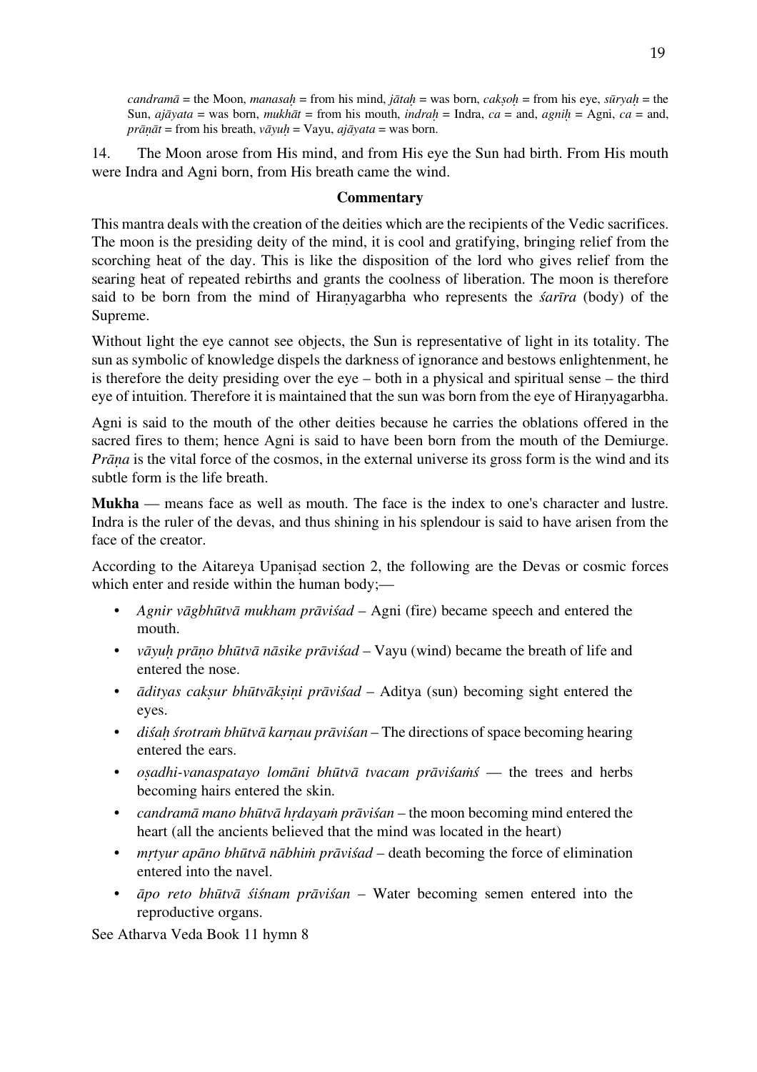*candramā* = the Moon, *manasaḥ* = from his mind, *jātaḥ* = was born, *cakṣoḥ* = from his eye, *sūryaḥ* = the Sun, *ajāyata* = was born, *mukhāt* = from his mouth, *indraḥ* = Indra, *ca* = and, *agniḥ* = Agni, *ca* = and, *prāṇāt* = from his breath, *vāyuḥ* = Vayu, *ajāyata* = was born.

14. The Moon arose from His mind, and from His eye the Sun had birth. From His mouth were Indra and Agni born, from His breath came the wind.

**Commentary**

This mantra deals with the creation of the deities which are the recipients of the Vedic sacrifices. The moon is the presiding deity of the mind, it is cool and gratifying, bringing relief from the scorching heat of the day. This is like the disposition of the lord who gives relief from the searing heat of repeated rebirths and grants the coolness of liberation. The moon is therefore said to be born from the mind of Hiraṇyagarbha who represents the *śarīra* (body) of the Supreme.

Without light the eye cannot see objects, the Sun is representative of light in its totality. The sun as symbolic of knowledge dispels the darkness of ignorance and bestows enlightenment, he is therefore the deity presiding over the eye – both in a physical and spiritual sense – the third eye of intuition. Therefore it is maintained that the sun was born from the eye of Hiraṇyagarbha.

Agni is said to the mouth of the other deities because he carries the oblations offered in the sacred fires to them; hence Agni is said to have been born from the mouth of the Demiurge. *Prāṇa* is the vital force of the cosmos, in the external universe its gross form is the wind and its subtle form is the life breath.

**Mukha** — means face as well as mouth. The face is the index to one's character and lustre. Indra is the ruler of the devas, and thus shining in his splendour is said to have arisen from the face of the creator.

According to the Aitareya Upaniṣad section 2, the following are the Devas or cosmic forces which enter and reside within the human body;—

- *Agnir vāgbhūtvā mukham prāviśad* – Agni (fire) became speech and entered the mouth.
- *vāyuḥ prāṇo bhūtvā nāsike prāviśad* – Vayu (wind) became the breath of life and entered the nose.
- *ādityas cakṣur bhūtvākṣiṇi prāviśad* – Aditya (sun) becoming sight entered the eyes.
- *diśaḥ śrotraṁ bhūtvā karṇau prāviśan* – The directions of space becoming hearing entered the ears.
- *oṣadhi-vanaspatayo lomāni bhūtvā tvacam prāviśaṁś* — the trees and herbs becoming hairs entered the skin.
- *candramā mano bhūtvā hṛdayaṁ prāviśan* – the moon becoming mind entered the heart (all the ancients believed that the mind was located in the heart)
- *mṛtyur apāno bhūtvā nābhiṁ prāviśad* – death becoming the force of elimination entered into the navel.
- *āpo reto bhūtvā śiśnam prāviśan* – Water becoming semen entered into the reproductive organs.

See Atharva Veda Book 11 hymn 8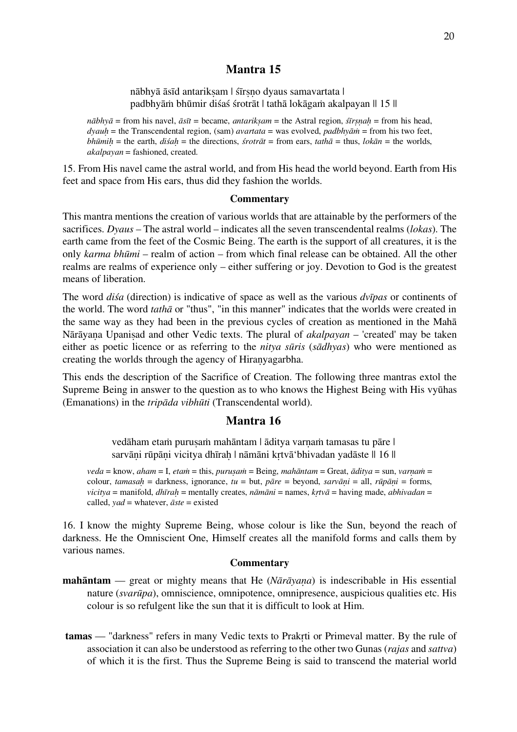## Mantra 15

nābhyā āsīd antarikṣam | śīrṣṇo dyaus samavartata |
padbhyāṁ bhūmir diśaś śrotrāt | tathā lokāgaṁ akalpayan || 15 ||

*nābhyā* = from his navel, *āsīt* = became, *antarikṣam* = the Astral region, *śīrṣṇaḥ* = from his head, *dyauḥ* = the Transcendental region, (sam) *avartata* = was evolved, *padbhyāṁ* = from his two feet, *bhūmiḥ* = the earth, *diśaḥ* = the directions, *śrotrāt* = from ears, *tathā* = thus, *lokān* = the worlds, *akalpayan* = fashioned, created.

15. From His navel came the astral world, and from His head the world beyond. Earth from His feet and space from His ears, thus did they fashion the worlds.

### Commentary

This mantra mentions the creation of various worlds that are attainable by the performers of the sacrifices. *Dyaus* – The astral world – indicates all the seven transcendental realms (*lokas*). The earth came from the feet of the Cosmic Being. The earth is the support of all creatures, it is the only *karma bhūmi* – realm of action – from which final release can be obtained. All the other realms are realms of experience only – either suffering or joy. Devotion to God is the greatest means of liberation.

The word *diśa* (direction) is indicative of space as well as the various *dvīpas* or continents of the world. The word *tathā* or "thus", "in this manner" indicates that the worlds were created in the same way as they had been in the previous cycles of creation as mentioned in the Mahā Nārāyaṇa Upaniṣad and other Vedic texts. The plural of *akalpayan* – 'created' may be taken either as poetic licence or as referring to the *nitya sūris* (*sādhyas*) who were mentioned as creating the worlds through the agency of Hiraṇyagarbha.

This ends the description of the Sacrifice of Creation. The following three mantras extol the Supreme Being in answer to the question as to who knows the Highest Being with His vyūhas (Emanations) in the *tripāda vibhūti* (Transcendental world).

## Mantra 16

vedāham etaṁ puruṣaṁ mahāntam | āditya varṇaṁ tamasas tu pāre |
sarvāṇi rūpāṇi vicitya dhīraḥ | nāmāni kṛtvā'bhivadan yadāste || 16 ||

*veda* = know, *aham* = I, *etaṁ* = this, *puruṣaṁ* = Being, *mahāntam* = Great, *āditya* = sun, *varṇaṁ* = colour, *tamasaḥ* = darkness, ignorance, *tu* = but, *pāre* = beyond, *sarvāṇi* = all, *rūpāṇi* = forms, *vicitya* = manifold, *dhīraḥ* = mentally creates, *nāmāni* = names, *kṛtvā* = having made, *abhivadan* = called, *yad* = whatever, *āste* = existed

16. I know the mighty Supreme Being, whose colour is like the Sun, beyond the reach of darkness. He the Omniscient One, Himself creates all the manifold forms and calls them by various names.

### Commentary

**mahāntam** — great or mighty means that He (*Nārāyaṇa*) is indescribable in His essential nature (*svarūpa*), omniscience, omnipotence, omnipresence, auspicious qualities etc. His colour is so refulgent like the sun that it is difficult to look at Him.

**tamas** — "darkness" refers in many Vedic texts to Prakṛti or Primeval matter. By the rule of association it can also be understood as referring to the other two Gunas (*rajas* and *sattva*) of which it is the first. Thus the Supreme Being is said to transcend the material world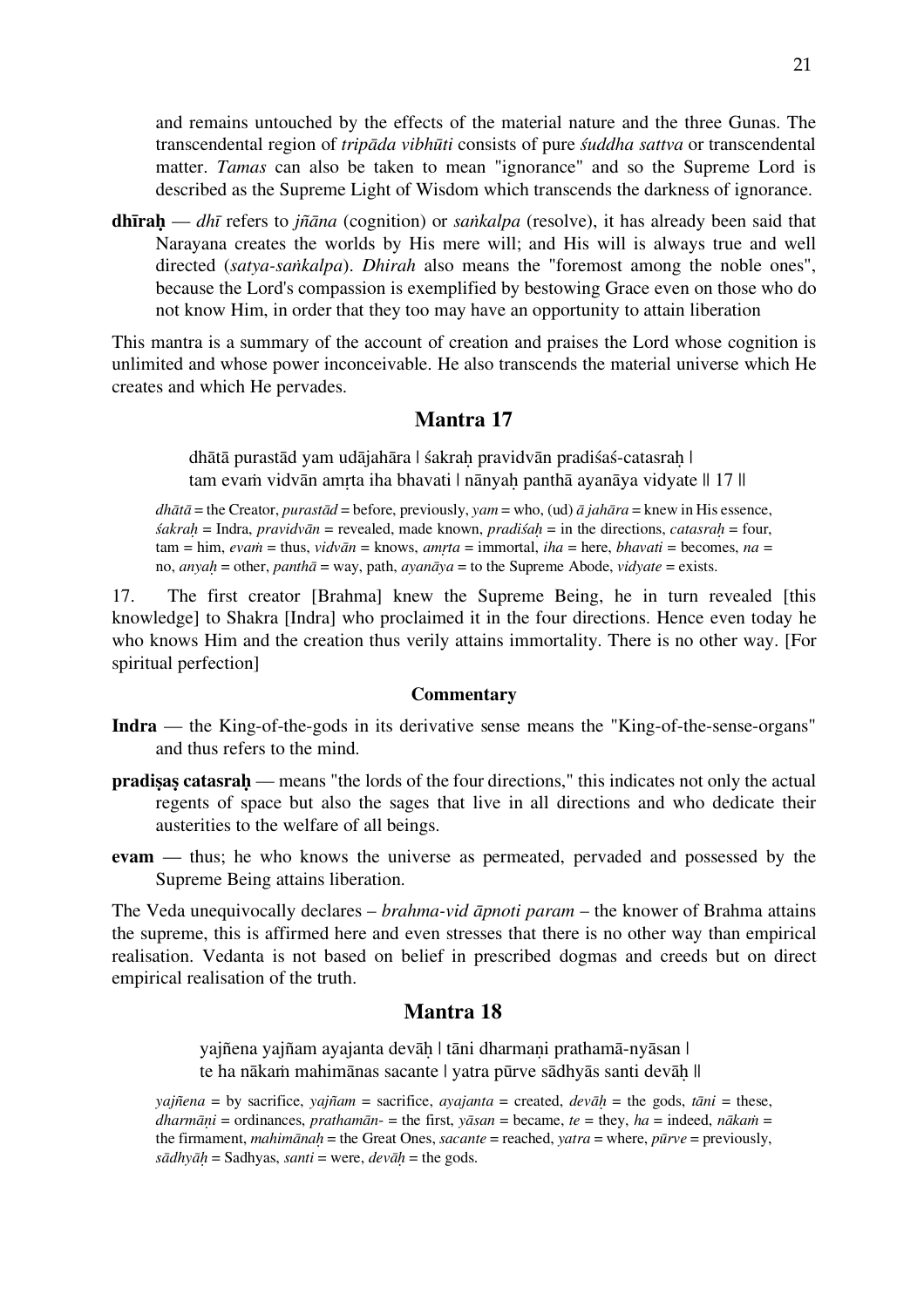and remains untouched by the effects of the material nature and the three Gunas. The transcendental region of *tripāda vibhūti* consists of pure *śuddha sattva* or transcendental matter. *Tamas* can also be taken to mean "ignorance" and so the Supreme Lord is described as the Supreme Light of Wisdom which transcends the darkness of ignorance.

**dhīraḥ** — *dhī* refers to *jñāna* (cognition) or *saṅkalpa* (resolve), it has already been said that Narayana creates the worlds by His mere will; and His will is always true and well directed (*satya-saṅkalpa*). *Dhirah* also means the "foremost among the noble ones", because the Lord's compassion is exemplified by bestowing Grace even on those who do not know Him, in order that they too may have an opportunity to attain liberation

This mantra is a summary of the account of creation and praises the Lord whose cognition is unlimited and whose power inconceivable. He also transcends the material universe which He creates and which He pervades.

## Mantra 17

dhātā purastād yam udājahāra | śakraḥ pravidvān pradiśaś-catasraḥ |
tam evaṁ vidvān amṛta iha bhavati | nānyaḥ panthā ayanāya vidyate || 17 ||

*dhātā* = the Creator, *purastād* = before, previously, *yam* = who, (ud) *ā jahāra* = knew in His essence, *śakraḥ* = Indra, *pravidvān* = revealed, made known, *pradiśaḥ* = in the directions, *catasraḥ* = four, tam = him, *evaṁ* = thus, *vidvān* = knows, *amṛta* = immortal, *iha* = here, *bhavati* = becomes, *na* = no, *anyaḥ* = other, *panthā* = way, path, *ayanāya* = to the Supreme Abode, *vidyate* = exists.

17. The first creator [Brahma] knew the Supreme Being, he in turn revealed [this knowledge] to Shakra [Indra] who proclaimed it in the four directions. Hence even today he who knows Him and the creation thus verily attains immortality. There is no other way. [For spiritual perfection]

#### Commentary

**Indra** — the King-of-the-gods in its derivative sense means the "King-of-the-sense-organs" and thus refers to the mind.

**pradiṣaṣ catasraḥ** — means "the lords of the four directions," this indicates not only the actual regents of space but also the sages that live in all directions and who dedicate their austerities to the welfare of all beings.

**evam** — thus; he who knows the universe as permeated, pervaded and possessed by the Supreme Being attains liberation.

The Veda unequivocally declares – *brahma-vid āpnoti param* – the knower of Brahma attains the supreme, this is affirmed here and even stresses that there is no other way than empirical realisation. Vedanta is not based on belief in prescribed dogmas and creeds but on direct empirical realisation of the truth.

## Mantra 18

yajñena yajñam ayajanta devāḥ | tāni dharmaṇi prathamā-nyāsan |
te ha nākaṁ mahimānas sacante | yatra pūrve sādhyās santi devāḥ ||

*yajñena* = by sacrifice, *yajñam* = sacrifice, *ayajanta* = created, *devāḥ* = the gods, *tāni* = these, *dharmāṇi* = ordinances, *prathamān-* = the first, *yāsan* = became, *te* = they, *ha* = indeed, *nākaṁ* = the firmament, *mahimānaḥ* = the Great Ones, *sacante* = reached, *yatra* = where, *pūrve* = previously, *sādhyāḥ* = Sadhyas, *santi* = were, *devāḥ* = the gods.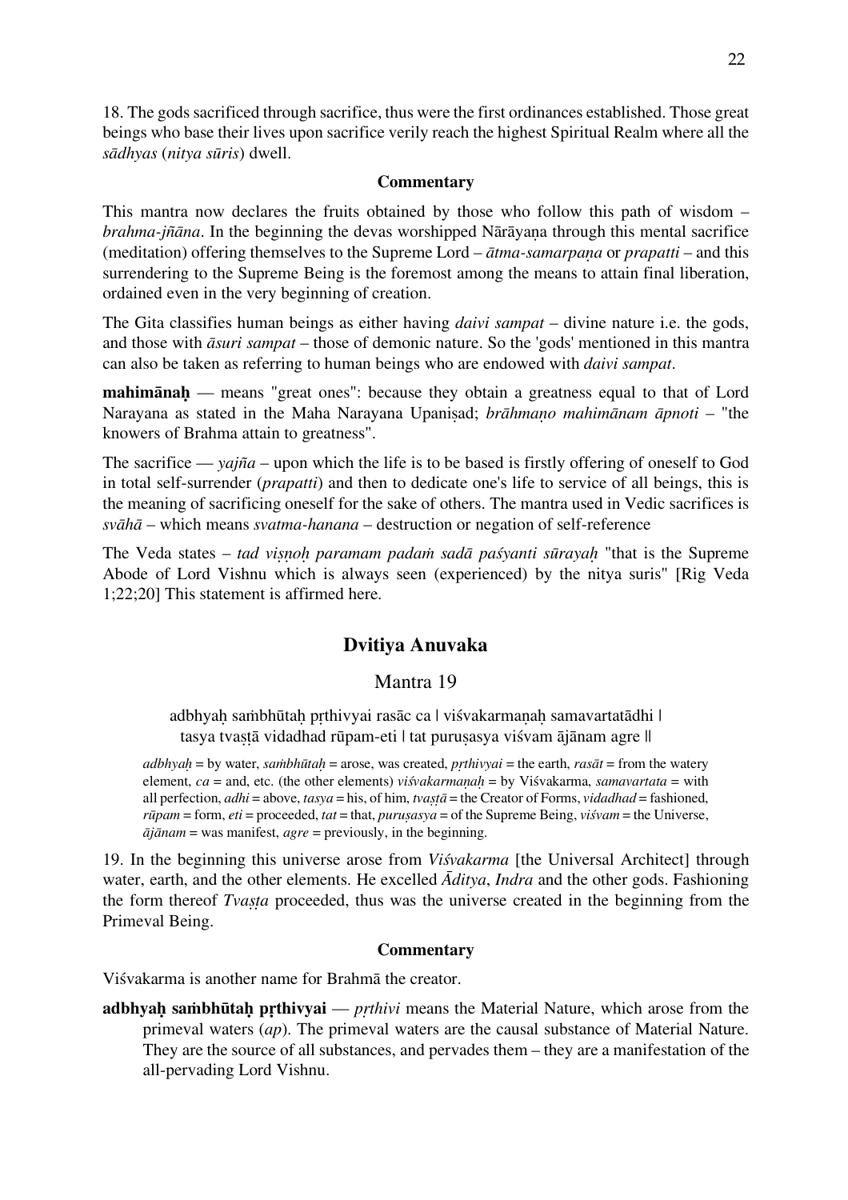18. The gods sacrificed through sacrifice, thus were the first ordinances established. Those great beings who base their lives upon sacrifice verily reach the highest Spiritual Realm where all the *sādhyas* (*nitya sūris*) dwell.

#### Commentary

This mantra now declares the fruits obtained by those who follow this path of wisdom – *brahma-jñāna*. In the beginning the devas worshipped Nārāyaṇa through this mental sacrifice (meditation) offering themselves to the Supreme Lord – *ātma-samarpaṇa* or *prapatti* – and this surrendering to the Supreme Being is the foremost among the means to attain final liberation, ordained even in the very beginning of creation.

The Gita classifies human beings as either having *daivi sampat* – divine nature i.e. the gods, and those with *āsuri sampat* – those of demonic nature. So the 'gods' mentioned in this mantra can also be taken as referring to human beings who are endowed with *daivi sampat*.

**mahimānaḥ** — means "great ones": because they obtain a greatness equal to that of Lord Narayana as stated in the Maha Narayana Upaniṣad; *brāhmaṇo mahimānam āpnoti* – "the knowers of Brahma attain to greatness".

The sacrifice — *yajña* – upon which the life is to be based is firstly offering of oneself to God in total self-surrender (*prapatti*) and then to dedicate one's life to service of all beings, this is the meaning of sacrificing oneself for the sake of others. The mantra used in Vedic sacrifices is *svāhā* – which means *svatma-hanana* – destruction or negation of self-reference

The Veda states – *tad viṣṇoḥ paramam padaṁ sadā paśyanti sūrayaḥ* "that is the Supreme Abode of Lord Vishnu which is always seen (experienced) by the nitya suris" [Rig Veda 1;22;20] This statement is affirmed here.

## Dvitiya Anuvaka

### Mantra 19

adbhyaḥ saṁbhūtaḥ pṛthivyai rasāc ca | viśvakarmaṇaḥ samavartatādhi |
tasya tvaṣṭā vidadhad rūpam-eti | tat puruṣasya viśvam ājānam agre ||

*adbhyaḥ* = by water, *saṁbhūtaḥ* = arose, was created, *pṛthivyai* = the earth, *rasāt* = from the watery element, *ca* = and, etc. (the other elements) *viśvakarmaṇaḥ* = by Viśvakarma, *samavartata* = with all perfection, *adhi* = above, *tasya* = his, of him, *tvaṣṭā* = the Creator of Forms, *vidadhad* = fashioned, *rūpam* = form, *eti* = proceeded, *tat* = that, *puruṣasya* = of the Supreme Being, *viśvam* = the Universe, *ājānam* = was manifest, *agre* = previously, in the beginning.

19. In the beginning this universe arose from *Viśvakarma* [the Universal Architect] through water, earth, and the other elements. He excelled *Āditya*, *Indra* and the other gods. Fashioning the form thereof *Tvaṣṭa* proceeded, thus was the universe created in the beginning from the Primeval Being.

#### Commentary

Viśvakarma is another name for Brahmā the creator.

**adbhyaḥ saṁbhūtaḥ pṛthivyai** — *pṛthivi* means the Material Nature, which arose from the primeval waters (*ap*). The primeval waters are the causal substance of Material Nature. They are the source of all substances, and pervades them – they are a manifestation of the all-pervading Lord Vishnu.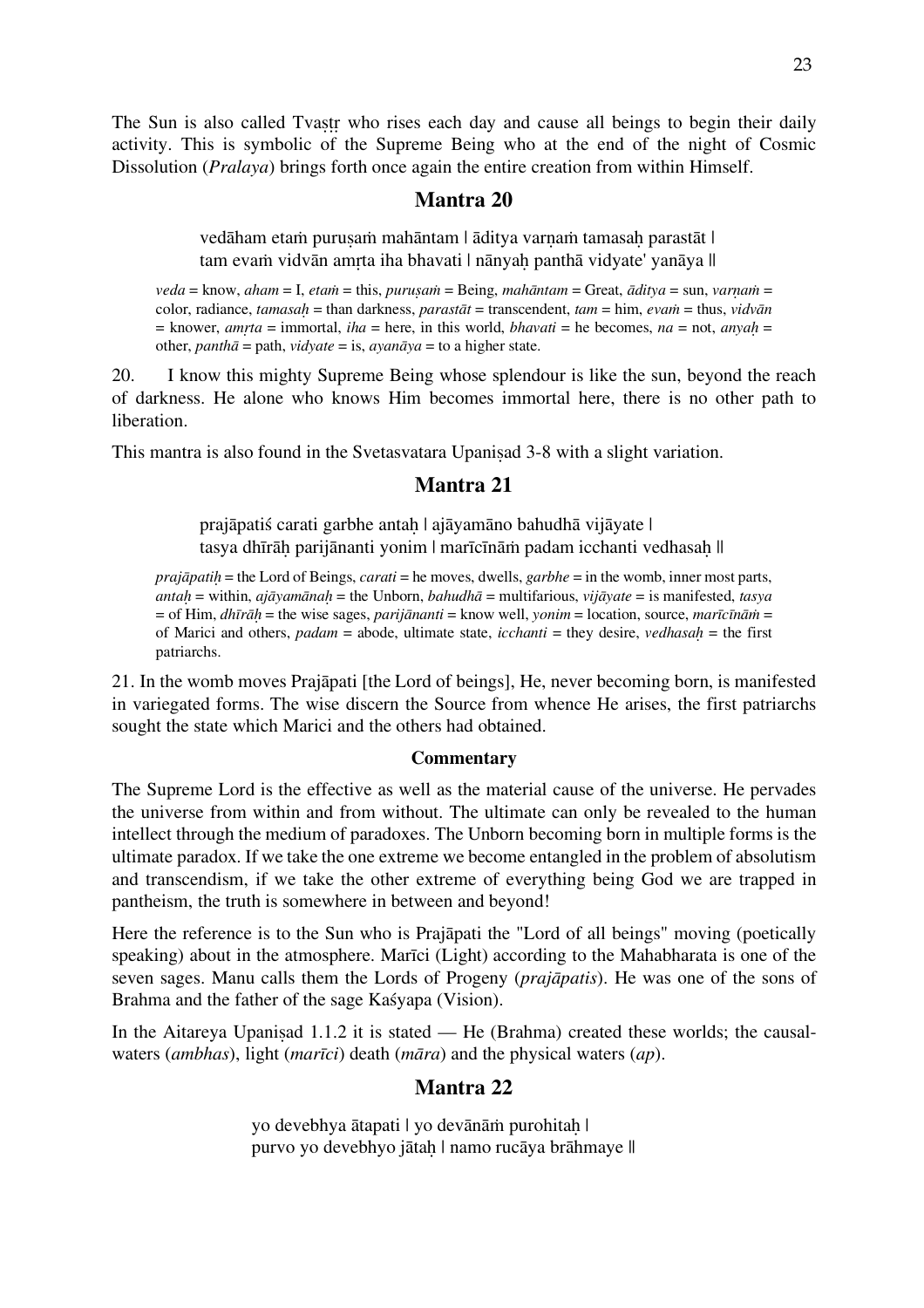The Sun is also called Tvaṣṭṛ who rises each day and cause all beings to begin their daily activity. This is symbolic of the Supreme Being who at the end of the night of Cosmic Dissolution (*Pralaya*) brings forth once again the entire creation from within Himself.

## Mantra 20

> vedāham etaṁ puruṣaṁ mahāntam | āditya varṇaṁ tamasaḥ parastāt |
> tam evaṁ vidvān amṛta iha bhavati | nānyaḥ panthā vidyate' yanāya ||

*veda* = know, *aham* = I, *etaṁ* = this, *puruṣaṁ* = Being, *mahāntam* = Great, *āditya* = sun, *varṇaṁ* = color, radiance, *tamasaḥ* = than darkness, *parastāt* = transcendent, *tam* = him, *evaṁ* = thus, *vidvān* = knower, *amṛta* = immortal, *iha* = here, in this world, *bhavati* = he becomes, *na* = not, *anyaḥ* = other, *panthā* = path, *vidyate* = is, *ayanāya* = to a higher state.

20. I know this mighty Supreme Being whose splendour is like the sun, beyond the reach of darkness. He alone who knows Him becomes immortal here, there is no other path to liberation.

This mantra is also found in the Svetasvatara Upaniṣad 3-8 with a slight variation.

## Mantra 21

> prajāpatiś carati garbhe antaḥ | ajāyamāno bahudhā vijāyate |
> tasya dhīrāḥ parijānanti yonim | marīcīnāṁ padam icchanti vedhasaḥ ||

*prajāpatiḥ* = the Lord of Beings, *carati* = he moves, dwells, *garbhe* = in the womb, inner most parts, *antaḥ* = within, *ajāyamānaḥ* = the Unborn, *bahudhā* = multifarious, *vijāyate* = is manifested, *tasya* = of Him, *dhīrāḥ* = the wise sages, *parijānanti* = know well, *yonim* = location, source, *marīcīnāṁ* = of Marici and others, *padam* = abode, ultimate state, *icchanti* = they desire, *vedhasaḥ* = the first patriarchs.

21. In the womb moves Prajāpati [the Lord of beings], He, never becoming born, is manifested in variegated forms. The wise discern the Source from whence He arises, the first patriarchs sought the state which Marici and the others had obtained.

#### Commentary

The Supreme Lord is the effective as well as the material cause of the universe. He pervades the universe from within and from without. The ultimate can only be revealed to the human intellect through the medium of paradoxes. The Unborn becoming born in multiple forms is the ultimate paradox. If we take the one extreme we become entangled in the problem of absolutism and transcendism, if we take the other extreme of everything being God we are trapped in pantheism, the truth is somewhere in between and beyond!

Here the reference is to the Sun who is Prajāpati the "Lord of all beings" moving (poetically speaking) about in the atmosphere. Marīci (Light) according to the Mahabharata is one of the seven sages. Manu calls them the Lords of Progeny (*prajāpatis*). He was one of the sons of Brahma and the father of the sage Kaśyapa (Vision).

In the Aitareya Upaniṣad 1.1.2 it is stated — He (Brahma) created these worlds; the causal-waters (*ambhas*), light (*marīci*) death (*māra*) and the physical waters (*ap*).

## Mantra 22

> yo devebhya ātapati | yo devānāṁ purohitaḥ |
> purvo yo devebhyo jātaḥ | namo rucāya brāhmaye ||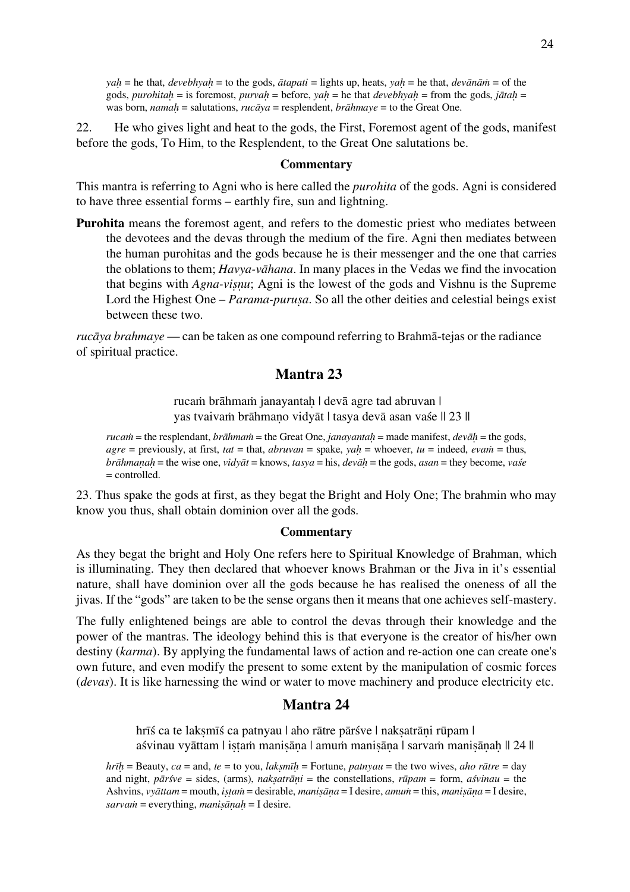*yaḥ* = he that, *devebhyaḥ* = to the gods, *ātapati* = lights up, heats, *yaḥ* = he that, *devānāṁ* = of the gods, *purohitaḥ* = is foremost, *purvaḥ* = before, *yaḥ* = he that *devebhyaḥ* = from the gods, *jātaḥ* = was born, *namaḥ* = salutations, *rucāya* = resplendent, *brāhmaye* = to the Great One.

22. He who gives light and heat to the gods, the First, Foremost agent of the gods, manifest before the gods, To Him, to the Resplendent, to the Great One salutations be.

### Commentary

This mantra is referring to Agni who is here called the *purohita* of the gods. Agni is considered to have three essential forms – earthly fire, sun and lightning.

**Purohita** means the foremost agent, and refers to the domestic priest who mediates between the devotees and the devas through the medium of the fire. Agni then mediates between the human purohitas and the gods because he is their messenger and the one that carries the oblations to them; *Havya-vāhana*. In many places in the Vedas we find the invocation that begins with *Agna-viṣṇu*; Agni is the lowest of the gods and Vishnu is the Supreme Lord the Highest One – *Parama-puruṣa*. So all the other deities and celestial beings exist between these two.

*rucāya brahmaye* — can be taken as one compound referring to Brahmā-tejas or the radiance of spiritual practice.

## Mantra 23

rucaṁ brāhmaṁ janayantaḥ | devā agre tad abruvan |
yas tvaivaṁ brāhmaṇo vidyāt | tasya devā asan vaśe || 23 ||

*rucaṁ* = the resplendant, *brāhmaṁ* = the Great One, *janayantaḥ* = made manifest, *devāḥ* = the gods, *agre* = previously, at first, *tat* = that, *abruvan* = spake, *yaḥ* = whoever, *tu* = indeed, *evaṁ* = thus, *brāhmaṇaḥ* = the wise one, *vidyāt* = knows, *tasya* = his, *devāḥ* = the gods, *asan* = they become, *vaśe* = controlled.

23. Thus spake the gods at first, as they begat the Bright and Holy One; The brahmin who may know you thus, shall obtain dominion over all the gods.

### Commentary

As they begat the bright and Holy One refers here to Spiritual Knowledge of Brahman, which is illuminating. They then declared that whoever knows Brahman or the Jiva in it's essential nature, shall have dominion over all the gods because he has realised the oneness of all the jivas. If the "gods" are taken to be the sense organs then it means that one achieves self-mastery.

The fully enlightened beings are able to control the devas through their knowledge and the power of the mantras. The ideology behind this is that everyone is the creator of his/her own destiny (*karma*). By applying the fundamental laws of action and re-action one can create one's own future, and even modify the present to some extent by the manipulation of cosmic forces (*devas*). It is like harnessing the wind or water to move machinery and produce electricity etc.

## Mantra 24

hrīś ca te lakṣmīś ca patnyau | aho rātre pārśve | nakṣatrāṇi rūpam |
aśvinau vyāttam | iṣṭaṁ maniṣāṇa | amuṁ maniṣāṇa | sarvaṁ maniṣāṇaḥ || 24 ||

*hrīḥ* = Beauty, *ca* = and, *te* = to you, *lakṣmīḥ* = Fortune, *patnyau* = the two wives, *aho rātre* = day and night, *pārśve* = sides, (arms), *nakṣatrāṇi* = the constellations, *rūpam* = form, *aśvinau* = the Ashvins, *vyāttam* = mouth, *iṣṭaṁ* = desirable, *maniṣāṇa* = I desire, *amuṁ* = this, *maniṣāṇa* = I desire, *sarvaṁ* = everything, *maniṣāṇaḥ* = I desire.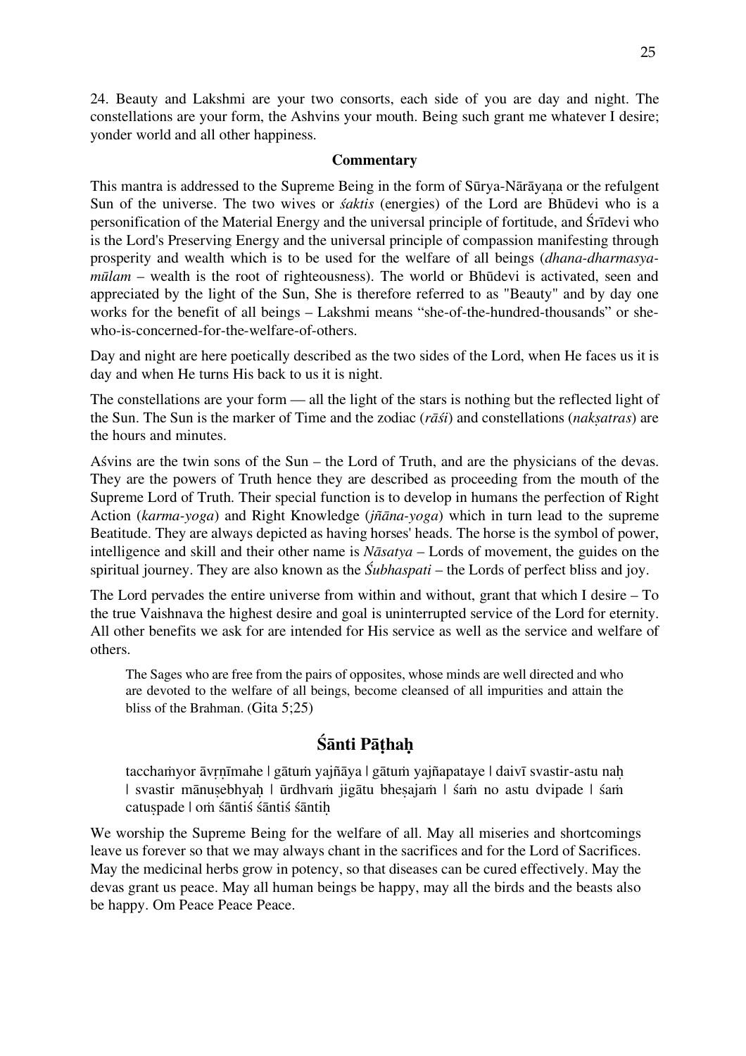24. Beauty and Lakshmi are your two consorts, each side of you are day and night. The constellations are your form, the Ashvins your mouth. Being such grant me whatever I desire; yonder world and all other happiness.

**Commentary**

This mantra is addressed to the Supreme Being in the form of Sūrya-Nārāyaṇa or the refulgent Sun of the universe. The two wives or *śaktis* (energies) of the Lord are Bhūdevi who is a personification of the Material Energy and the universal principle of fortitude, and Śrīdevi who is the Lord's Preserving Energy and the universal principle of compassion manifesting through prosperity and wealth which is to be used for the welfare of all beings (*dhana-dharmasya-mūlam* – wealth is the root of righteousness). The world or Bhūdevi is activated, seen and appreciated by the light of the Sun, She is therefore referred to as "Beauty" and by day one works for the benefit of all beings – Lakshmi means "she-of-the-hundred-thousands" or she-who-is-concerned-for-the-welfare-of-others.

Day and night are here poetically described as the two sides of the Lord, when He faces us it is day and when He turns His back to us it is night.

The constellations are your form — all the light of the stars is nothing but the reflected light of the Sun. The Sun is the marker of Time and the zodiac (*rāśi*) and constellations (*nakṣatras*) are the hours and minutes.

Aśvins are the twin sons of the Sun – the Lord of Truth, and are the physicians of the devas. They are the powers of Truth hence they are described as proceeding from the mouth of the Supreme Lord of Truth. Their special function is to develop in humans the perfection of Right Action (*karma-yoga*) and Right Knowledge (*jñāna-yoga*) which in turn lead to the supreme Beatitude. They are always depicted as having horses' heads. The horse is the symbol of power, intelligence and skill and their other name is *Nāsatya* – Lords of movement, the guides on the spiritual journey. They are also known as the *Śubhaspati* – the Lords of perfect bliss and joy.

The Lord pervades the entire universe from within and without, grant that which I desire – To the true Vaishnava the highest desire and goal is uninterrupted service of the Lord for eternity. All other benefits we ask for are intended for His service as well as the service and welfare of others.

> The Sages who are free from the pairs of opposites, whose minds are well directed and who are devoted to the welfare of all beings, become cleansed of all impurities and attain the bliss of the Brahman. (Gita 5;25)

## Śānti Pāṭhaḥ

> tacchaṁyor āvṛṇīmahe | gātuṁ yajñāya | gātuṁ yajñapataye | daivī svastir-astu naḥ | svastir mānuṣebhyaḥ | ūrdhvaṁ jigātu bheṣajaṁ | śaṁ no astu dvipade | śaṁ catuṣpade | oṁ śāntiś śāntiś śāntiḥ

We worship the Supreme Being for the welfare of all. May all miseries and shortcomings leave us forever so that we may always chant in the sacrifices and for the Lord of Sacrifices. May the medicinal herbs grow in potency, so that diseases can be cured effectively. May the devas grant us peace. May all human beings be happy, may all the birds and the beasts also be happy. Om Peace Peace Peace.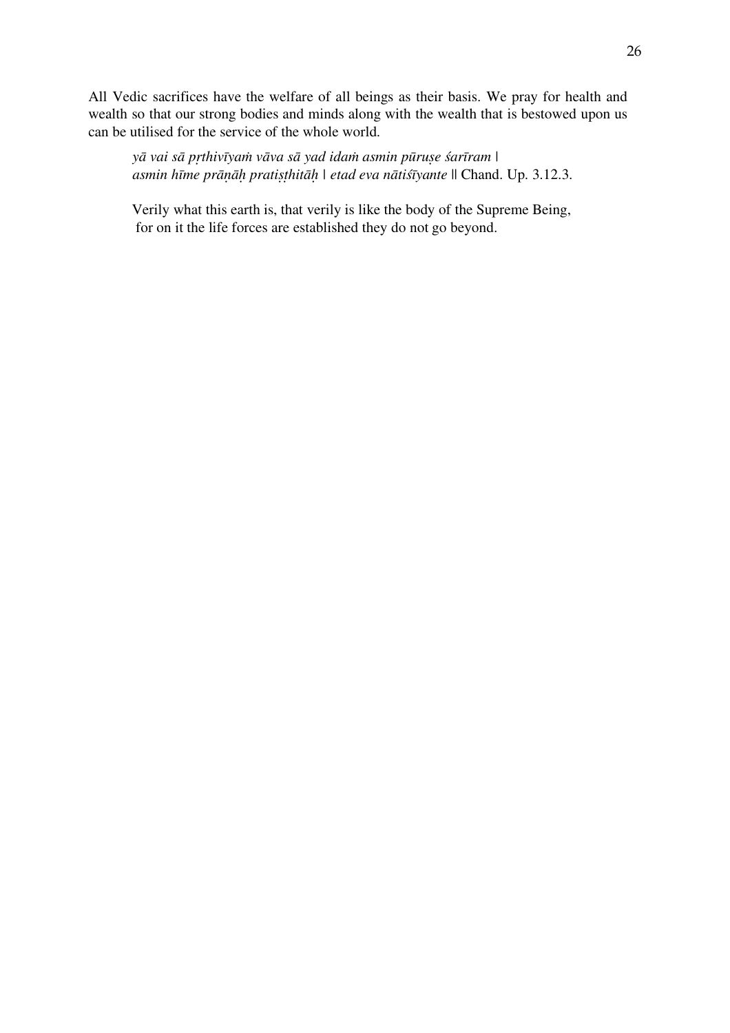All Vedic sacrifices have the welfare of all beings as their basis. We pray for health and wealth so that our strong bodies and minds along with the wealth that is bestowed upon us can be utilised for the service of the whole world.

> *yā vai sā pṛthivīyaṁ vāva sā yad idaṁ asmin pūruṣe śarīram |*
> *asmin hīme prāṇāḥ pratiṣṭhitāḥ | etad eva nātiśīyante* || Chand. Up. 3.12.3.
>
> Verily what this earth is, that verily is like the body of the Supreme Being,
> for on it the life forces are established they do not go beyond.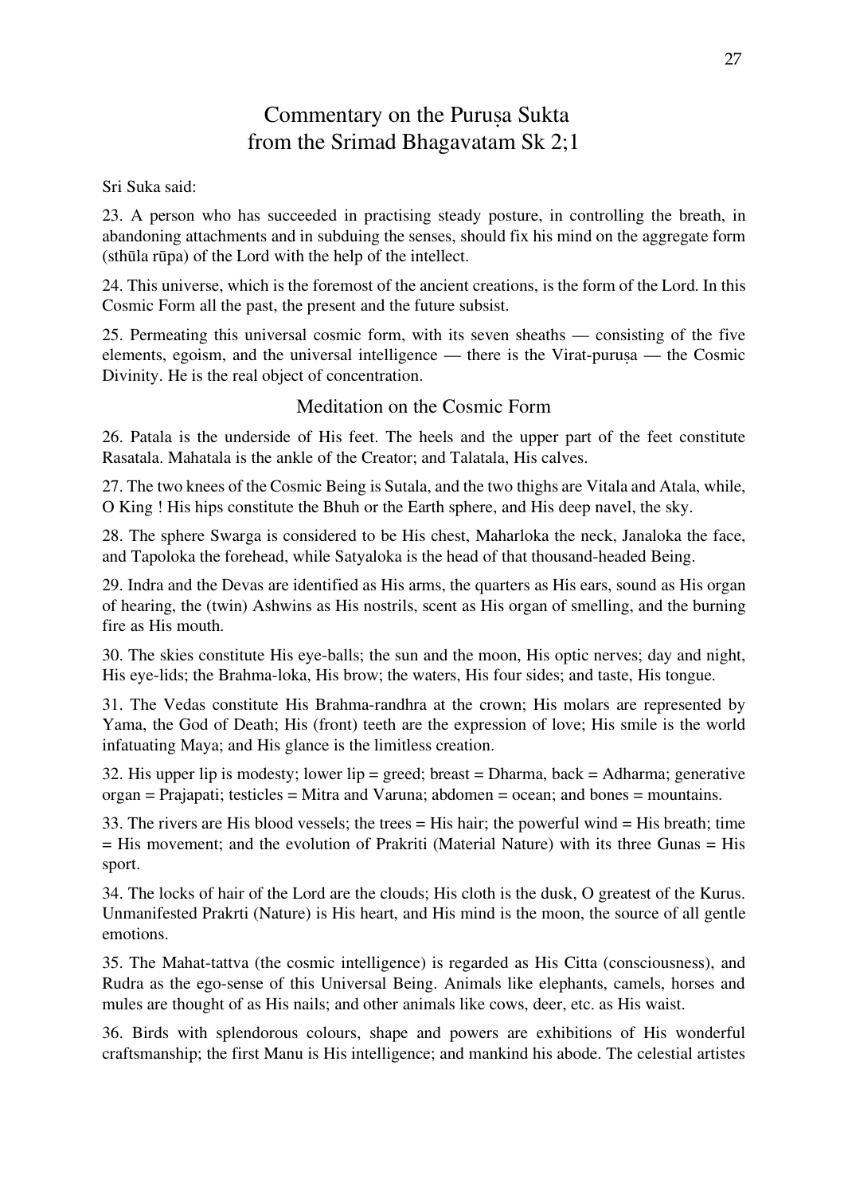# Commentary on the Puruṣa Sukta from the Srimad Bhagavatam Sk 2;1

Sri Suka said:

23. A person who has succeeded in practising steady posture, in controlling the breath, in abandoning attachments and in subduing the senses, should fix his mind on the aggregate form (sthūla rūpa) of the Lord with the help of the intellect.

24. This universe, which is the foremost of the ancient creations, is the form of the Lord. In this Cosmic Form all the past, the present and the future subsist.

25. Permeating this universal cosmic form, with its seven sheaths — consisting of the five elements, egoism, and the universal intelligence — there is the Virat-puruṣa — the Cosmic Divinity. He is the real object of concentration.

## Meditation on the Cosmic Form

26. Patala is the underside of His feet. The heels and the upper part of the feet constitute Rasatala. Mahatala is the ankle of the Creator; and Talatala, His calves.

27. The two knees of the Cosmic Being is Sutala, and the two thighs are Vitala and Atala, while, O King ! His hips constitute the Bhuh or the Earth sphere, and His deep navel, the sky.

28. The sphere Swarga is considered to be His chest, Maharloka the neck, Janaloka the face, and Tapoloka the forehead, while Satyaloka is the head of that thousand-headed Being.

29. Indra and the Devas are identified as His arms, the quarters as His ears, sound as His organ of hearing, the (twin) Ashwins as His nostrils, scent as His organ of smelling, and the burning fire as His mouth.

30. The skies constitute His eye-balls; the sun and the moon, His optic nerves; day and night, His eye-lids; the Brahma-loka, His brow; the waters, His four sides; and taste, His tongue.

31. The Vedas constitute His Brahma-randhra at the crown; His molars are represented by Yama, the God of Death; His (front) teeth are the expression of love; His smile is the world infatuating Maya; and His glance is the limitless creation.

32. His upper lip is modesty; lower lip = greed; breast = Dharma, back = Adharma; generative organ = Prajapati; testicles = Mitra and Varuna; abdomen = ocean; and bones = mountains.

33. The rivers are His blood vessels; the trees = His hair; the powerful wind = His breath; time = His movement; and the evolution of Prakriti (Material Nature) with its three Gunas = His sport.

34. The locks of hair of the Lord are the clouds; His cloth is the dusk, O greatest of the Kurus. Unmanifested Prakrti (Nature) is His heart, and His mind is the moon, the source of all gentle emotions.

35. The Mahat-tattva (the cosmic intelligence) is regarded as His Citta (consciousness), and Rudra as the ego-sense of this Universal Being. Animals like elephants, camels, horses and mules are thought of as His nails; and other animals like cows, deer, etc. as His waist.

36. Birds with splendorous colours, shape and powers are exhibitions of His wonderful craftsmanship; the first Manu is His intelligence; and mankind his abode. The celestial artistes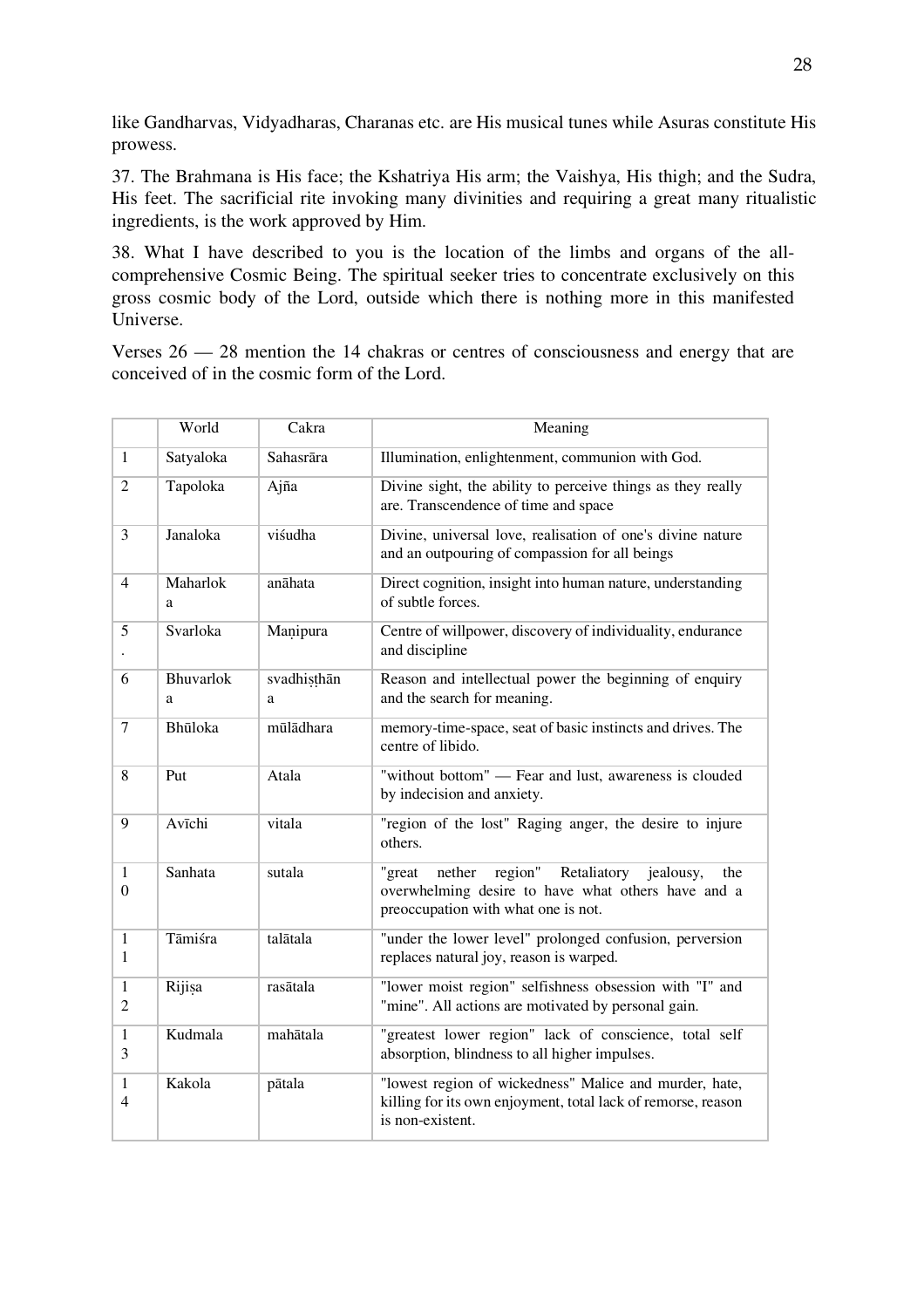like Gandharvas, Vidyadharas, Charanas etc. are His musical tunes while Asuras constitute His prowess.

37. The Brahmana is His face; the Kshatriya His arm; the Vaishya, His thigh; and the Sudra, His feet. The sacrificial rite invoking many divinities and requiring a great many ritualistic ingredients, is the work approved by Him.

38. What I have described to you is the location of the limbs and organs of the all-comprehensive Cosmic Being. The spiritual seeker tries to concentrate exclusively on this gross cosmic body of the Lord, outside which there is nothing more in this manifested Universe.

Verses 26 — 28 mention the 14 chakras or centres of consciousness and energy that are conceived of in the cosmic form of the Lord.

| | World | Cakra | Meaning |
|---|---|---|---|
| 1 | Satyaloka | Sahasrāra | Illumination, enlightenment, communion with God. |
| 2 | Tapoloka | Ajña | Divine sight, the ability to perceive things as they really are. Transcendence of time and space |
| 3 | Janaloka | viśudha | Divine, universal love, realisation of one's divine nature and an outpouring of compassion for all beings |
| 4 | Maharloka | anāhata | Direct cognition, insight into human nature, understanding of subtle forces. |
| 5. | Svarloka | Maṇipura | Centre of willpower, discovery of individuality, endurance and discipline |
| 6 | Bhuvarloka | svadhiṣṭhāna | Reason and intellectual power the beginning of enquiry and the search for meaning. |
| 7 | Bhūloka | mūlādhara | memory-time-space, seat of basic instincts and drives. The centre of libido. |
| 8 | Put | Atala | "without bottom" — Fear and lust, awareness is clouded by indecision and anxiety. |
| 9 | Avīchi | vitala | "region of the lost" Raging anger, the desire to injure others. |
| 10 | Sanhata | sutala | "great nether region" Retaliatory jealousy, the overwhelming desire to have what others have and a preoccupation with what one is not. |
| 11 | Tāmiśra | talātala | "under the lower level" prolonged confusion, perversion replaces natural joy, reason is warped. |
| 12 | Rijiṣa | rasātala | "lower moist region" selfishness obsession with "I" and "mine". All actions are motivated by personal gain. |
| 13 | Kudmala | mahātala | "greatest lower region" lack of conscience, total self absorption, blindness to all higher impulses. |
| 14 | Kakola | pātala | "lowest region of wickedness" Malice and murder, hate, killing for its own enjoyment, total lack of remorse, reason is non-existent. |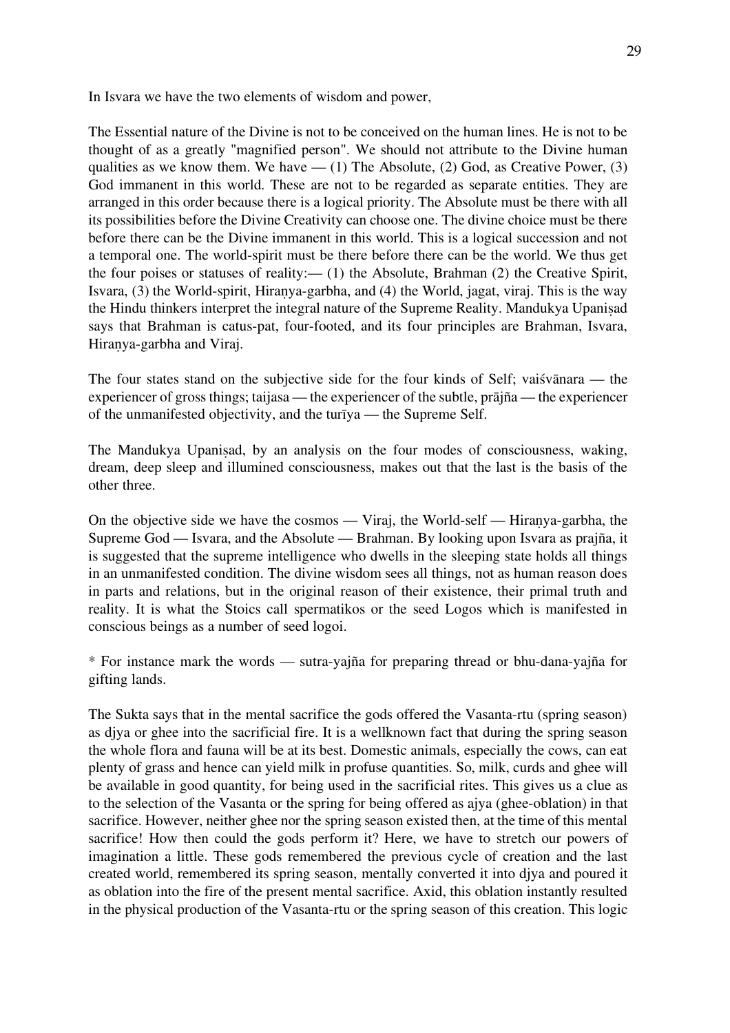In Isvara we have the two elements of wisdom and power,

The Essential nature of the Divine is not to be conceived on the human lines. He is not to be thought of as a greatly "magnified person". We should not attribute to the Divine human qualities as we know them. We have — (1) The Absolute, (2) God, as Creative Power, (3) God immanent in this world. These are not to be regarded as separate entities. They are arranged in this order because there is a logical priority. The Absolute must be there with all its possibilities before the Divine Creativity can choose one. The divine choice must be there before there can be the Divine immanent in this world. This is a logical succession and not a temporal one. The world-spirit must be there before there can be the world. We thus get the four poises or statuses of reality:— (1) the Absolute, Brahman (2) the Creative Spirit, Isvara, (3) the World-spirit, Hiraṇya-garbha, and (4) the World, jagat, viraj. This is the way the Hindu thinkers interpret the integral nature of the Supreme Reality. Mandukya Upaniṣad says that Brahman is catus-pat, four-footed, and its four principles are Brahman, Isvara, Hiraṇya-garbha and Viraj.

The four states stand on the subjective side for the four kinds of Self; vaiśvānara — the experiencer of gross things; taijasa — the experiencer of the subtle, prājña — the experiencer of the unmanifested objectivity, and the turīya — the Supreme Self.

The Mandukya Upaniṣad, by an analysis on the four modes of consciousness, waking, dream, deep sleep and illumined consciousness, makes out that the last is the basis of the other three.

On the objective side we have the cosmos — Viraj, the World-self — Hiraṇya-garbha, the Supreme God — Isvara, and the Absolute — Brahman. By looking upon Isvara as prajña, it is suggested that the supreme intelligence who dwells in the sleeping state holds all things in an unmanifested condition. The divine wisdom sees all things, not as human reason does in parts and relations, but in the original reason of their existence, their primal truth and reality. It is what the Stoics call spermatikos or the seed Logos which is manifested in conscious beings as a number of seed logoi.

* For instance mark the words — sutra-yajña for preparing thread or bhu-dana-yajña for gifting lands.

The Sukta says that in the mental sacrifice the gods offered the Vasanta-rtu (spring season) as djya or ghee into the sacrificial fire. It is a wellknown fact that during the spring season the whole flora and fauna will be at its best. Domestic animals, especially the cows, can eat plenty of grass and hence can yield milk in profuse quantities. So, milk, curds and ghee will be available in good quantity, for being used in the sacrificial rites. This gives us a clue as to the selection of the Vasanta or the spring for being offered as ajya (ghee-oblation) in that sacrifice. However, neither ghee nor the spring season existed then, at the time of this mental sacrifice! How then could the gods perform it? Here, we have to stretch our powers of imagination a little. These gods remembered the previous cycle of creation and the last created world, remembered its spring season, mentally converted it into djya and poured it as oblation into the fire of the present mental sacrifice. Axid, this oblation instantly resulted in the physical production of the Vasanta-rtu or the spring season of this creation. This logic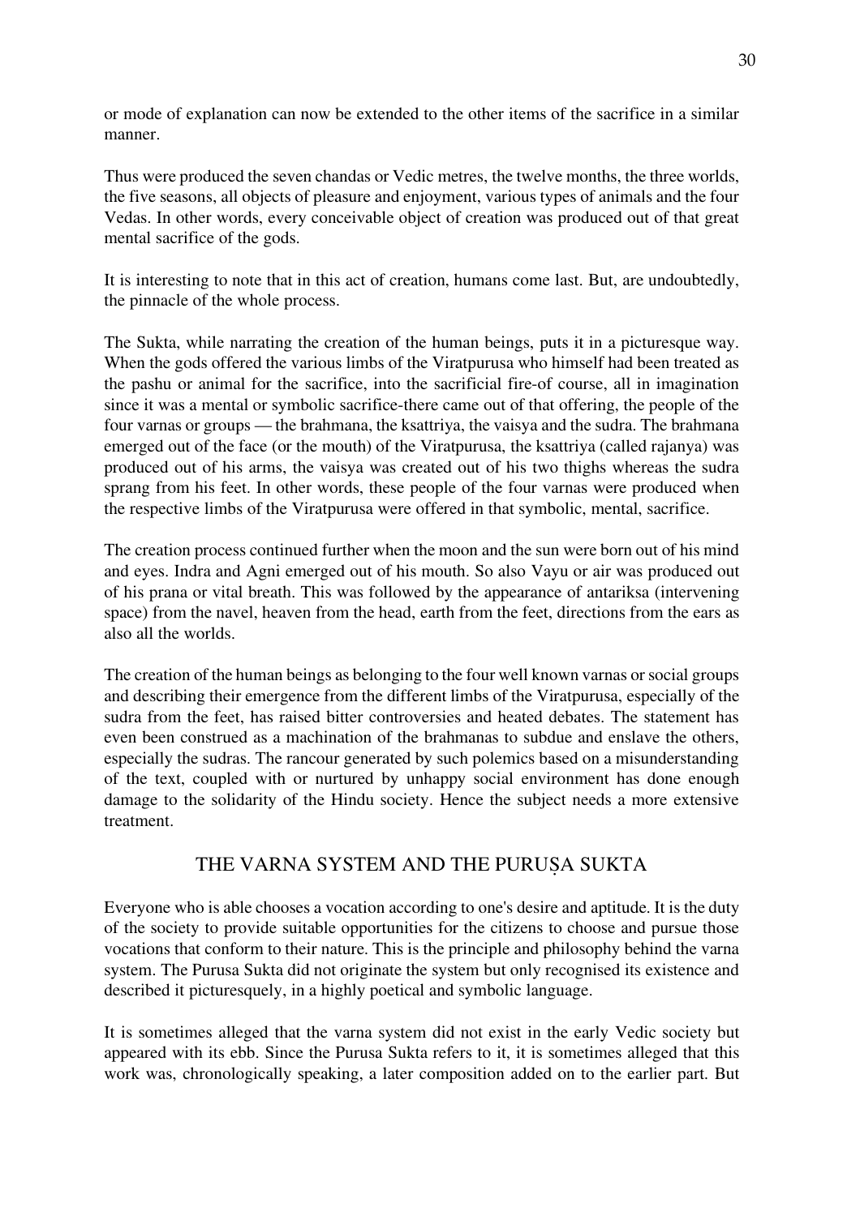or mode of explanation can now be extended to the other items of the sacrifice in a similar manner.

Thus were produced the seven chandas or Vedic metres, the twelve months, the three worlds, the five seasons, all objects of pleasure and enjoyment, various types of animals and the four Vedas. In other words, every conceivable object of creation was produced out of that great mental sacrifice of the gods.

It is interesting to note that in this act of creation, humans come last. But, are undoubtedly, the pinnacle of the whole process.

The Sukta, while narrating the creation of the human beings, puts it in a picturesque way. When the gods offered the various limbs of the Viratpurusa who himself had been treated as the pashu or animal for the sacrifice, into the sacrificial fire-of course, all in imagination since it was a mental or symbolic sacrifice-there came out of that offering, the people of the four varnas or groups — the brahmana, the ksattriya, the vaisya and the sudra. The brahmana emerged out of the face (or the mouth) of the Viratpurusa, the ksattriya (called rajanya) was produced out of his arms, the vaisya was created out of his two thighs whereas the sudra sprang from his feet. In other words, these people of the four varnas were produced when the respective limbs of the Viratpurusa were offered in that symbolic, mental, sacrifice.

The creation process continued further when the moon and the sun were born out of his mind and eyes. Indra and Agni emerged out of his mouth. So also Vayu or air was produced out of his prana or vital breath. This was followed by the appearance of antariksa (intervening space) from the navel, heaven from the head, earth from the feet, directions from the ears as also all the worlds.

The creation of the human beings as belonging to the four well known varnas or social groups and describing their emergence from the different limbs of the Viratpurusa, especially of the sudra from the feet, has raised bitter controversies and heated debates. The statement has even been construed as a machination of the brahmanas to subdue and enslave the others, especially the sudras. The rancour generated by such polemics based on a misunderstanding of the text, coupled with or nurtured by unhappy social environment has done enough damage to the solidarity of the Hindu society. Hence the subject needs a more extensive treatment.

## THE VARNA SYSTEM AND THE PURUṢA SUKTA

Everyone who is able chooses a vocation according to one's desire and aptitude. It is the duty of the society to provide suitable opportunities for the citizens to choose and pursue those vocations that conform to their nature. This is the principle and philosophy behind the varna system. The Purusa Sukta did not originate the system but only recognised its existence and described it picturesquely, in a highly poetical and symbolic language.

It is sometimes alleged that the varna system did not exist in the early Vedic society but appeared with its ebb. Since the Purusa Sukta refers to it, it is sometimes alleged that this work was, chronologically speaking, a later composition added on to the earlier part. But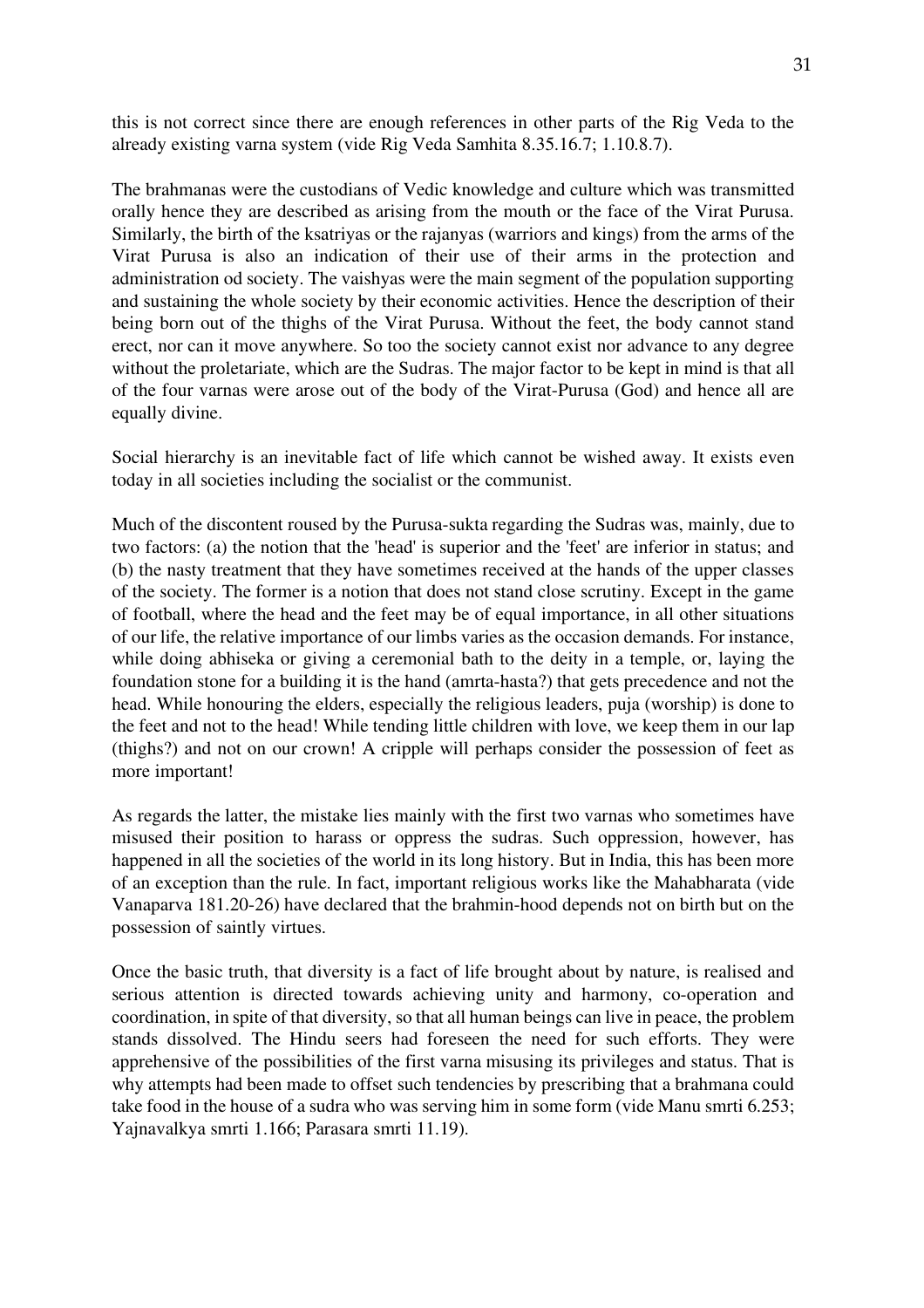this is not correct since there are enough references in other parts of the Rig Veda to the already existing varna system (vide Rig Veda Samhita 8.35.16.7; 1.10.8.7).

The brahmanas were the custodians of Vedic knowledge and culture which was transmitted orally hence they are described as arising from the mouth or the face of the Virat Purusa. Similarly, the birth of the ksatriyas or the rajanyas (warriors and kings) from the arms of the Virat Purusa is also an indication of their use of their arms in the protection and administration od society. The vaishyas were the main segment of the population supporting and sustaining the whole society by their economic activities. Hence the description of their being born out of the thighs of the Virat Purusa. Without the feet, the body cannot stand erect, nor can it move anywhere. So too the society cannot exist nor advance to any degree without the proletariate, which are the Sudras. The major factor to be kept in mind is that all of the four varnas were arose out of the body of the Virat-Purusa (God) and hence all are equally divine.

Social hierarchy is an inevitable fact of life which cannot be wished away. It exists even today in all societies including the socialist or the communist.

Much of the discontent roused by the Purusa-sukta regarding the Sudras was, mainly, due to two factors: (a) the notion that the 'head' is superior and the 'feet' are inferior in status; and (b) the nasty treatment that they have sometimes received at the hands of the upper classes of the society. The former is a notion that does not stand close scrutiny. Except in the game of football, where the head and the feet may be of equal importance, in all other situations of our life, the relative importance of our limbs varies as the occasion demands. For instance, while doing abhiseka or giving a ceremonial bath to the deity in a temple, or, laying the foundation stone for a building it is the hand (amrta-hasta?) that gets precedence and not the head. While honouring the elders, especially the religious leaders, puja (worship) is done to the feet and not to the head! While tending little children with love, we keep them in our lap (thighs?) and not on our crown! A cripple will perhaps consider the possession of feet as more important!

As regards the latter, the mistake lies mainly with the first two varnas who sometimes have misused their position to harass or oppress the sudras. Such oppression, however, has happened in all the societies of the world in its long history. But in India, this has been more of an exception than the rule. In fact, important religious works like the Mahabharata (vide Vanaparva 181.20-26) have declared that the brahmin-hood depends not on birth but on the possession of saintly virtues.

Once the basic truth, that diversity is a fact of life brought about by nature, is realised and serious attention is directed towards achieving unity and harmony, co-operation and coordination, in spite of that diversity, so that all human beings can live in peace, the problem stands dissolved. The Hindu seers had foreseen the need for such efforts. They were apprehensive of the possibilities of the first varna misusing its privileges and status. That is why attempts had been made to offset such tendencies by prescribing that a brahmana could take food in the house of a sudra who was serving him in some form (vide Manu smrti 6.253; Yajnavalkya smrti 1.166; Parasara smrti 11.19).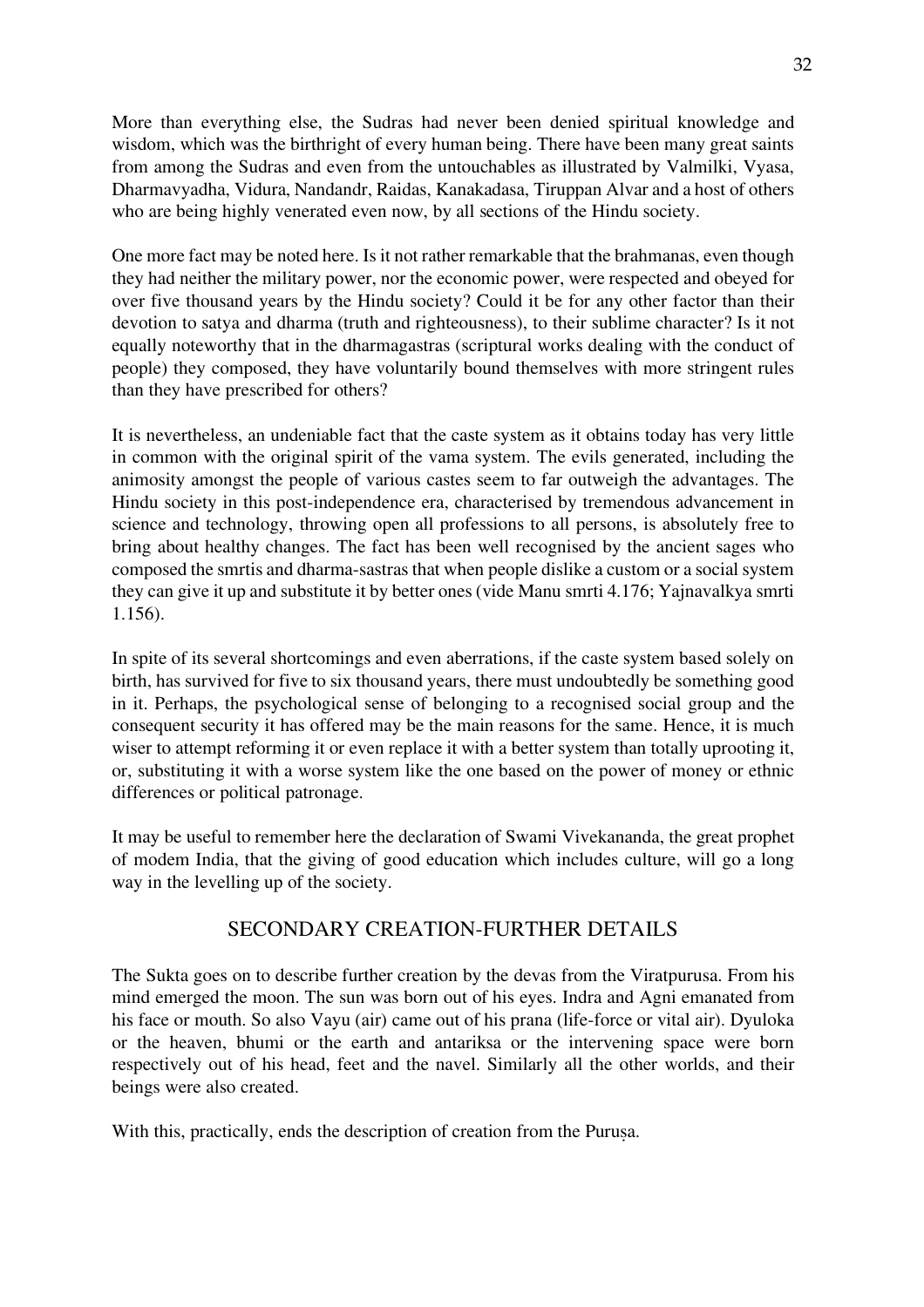More than everything else, the Sudras had never been denied spiritual knowledge and wisdom, which was the birthright of every human being. There have been many great saints from among the Sudras and even from the untouchables as illustrated by Valmilki, Vyasa, Dharmavyadha, Vidura, Nandandr, Raidas, Kanakadasa, Tiruppan Alvar and a host of others who are being highly venerated even now, by all sections of the Hindu society.

One more fact may be noted here. Is it not rather remarkable that the brahmanas, even though they had neither the military power, nor the economic power, were respected and obeyed for over five thousand years by the Hindu society? Could it be for any other factor than their devotion to satya and dharma (truth and righteousness), to their sublime character? Is it not equally noteworthy that in the dharmagastras (scriptural works dealing with the conduct of people) they composed, they have voluntarily bound themselves with more stringent rules than they have prescribed for others?

It is nevertheless, an undeniable fact that the caste system as it obtains today has very little in common with the original spirit of the vama system. The evils generated, including the animosity amongst the people of various castes seem to far outweigh the advantages. The Hindu society in this post-independence era, characterised by tremendous advancement in science and technology, throwing open all professions to all persons, is absolutely free to bring about healthy changes. The fact has been well recognised by the ancient sages who composed the smrtis and dharma-sastras that when people dislike a custom or a social system they can give it up and substitute it by better ones (vide Manu smrti 4.176; Yajnavalkya smrti 1.156).

In spite of its several shortcomings and even aberrations, if the caste system based solely on birth, has survived for five to six thousand years, there must undoubtedly be something good in it. Perhaps, the psychological sense of belonging to a recognised social group and the consequent security it has offered may be the main reasons for the same. Hence, it is much wiser to attempt reforming it or even replace it with a better system than totally uprooting it, or, substituting it with a worse system like the one based on the power of money or ethnic differences or political patronage.

It may be useful to remember here the declaration of Swami Vivekananda, the great prophet of modem India, that the giving of good education which includes culture, will go a long way in the levelling up of the society.

## SECONDARY CREATION-FURTHER DETAILS

The Sukta goes on to describe further creation by the devas from the Viratpurusa. From his mind emerged the moon. The sun was born out of his eyes. Indra and Agni emanated from his face or mouth. So also Vayu (air) came out of his prana (life-force or vital air). Dyuloka or the heaven, bhumi or the earth and antariksa or the intervening space were born respectively out of his head, feet and the navel. Similarly all the other worlds, and their beings were also created.

With this, practically, ends the description of creation from the Puruṣa.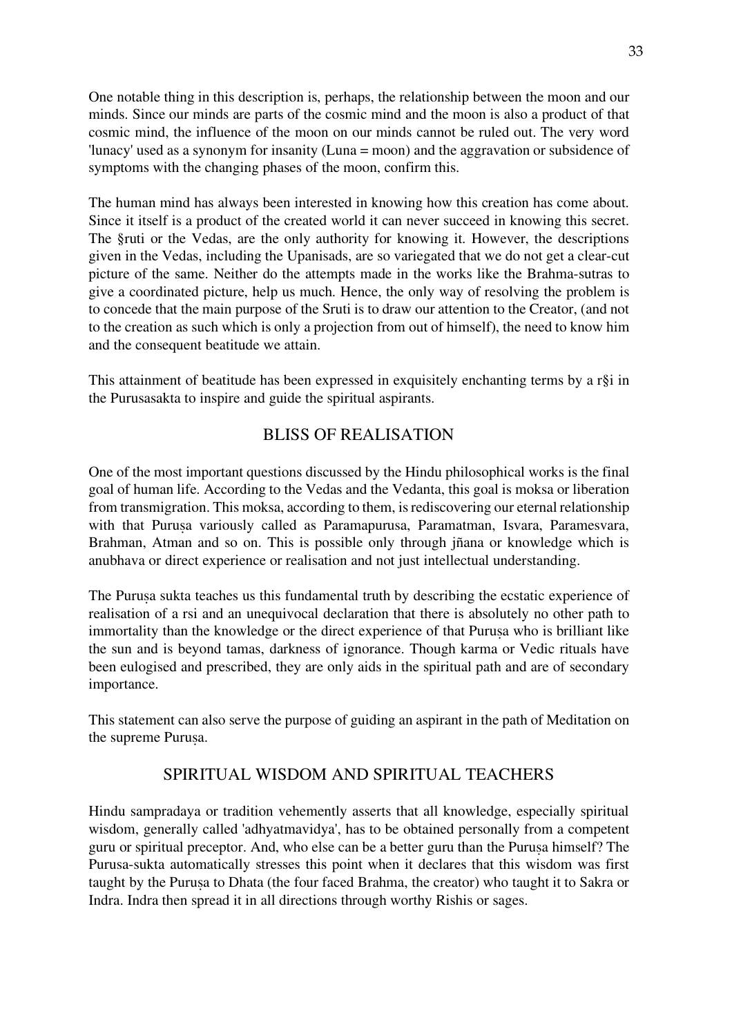One notable thing in this description is, perhaps, the relationship between the moon and our minds. Since our minds are parts of the cosmic mind and the moon is also a product of that cosmic mind, the influence of the moon on our minds cannot be ruled out. The very word 'lunacy' used as a synonym for insanity (Luna = moon) and the aggravation or subsidence of symptoms with the changing phases of the moon, confirm this.

The human mind has always been interested in knowing how this creation has come about. Since it itself is a product of the created world it can never succeed in knowing this secret. The §ruti or the Vedas, are the only authority for knowing it. However, the descriptions given in the Vedas, including the Upanisads, are so variegated that we do not get a clear-cut picture of the same. Neither do the attempts made in the works like the Brahma-sutras to give a coordinated picture, help us much. Hence, the only way of resolving the problem is to concede that the main purpose of the Sruti is to draw our attention to the Creator, (and not to the creation as such which is only a projection from out of himself), the need to know him and the consequent beatitude we attain.

This attainment of beatitude has been expressed in exquisitely enchanting terms by a r§i in the Purusasakta to inspire and guide the spiritual aspirants.

## BLISS OF REALISATION

One of the most important questions discussed by the Hindu philosophical works is the final goal of human life. According to the Vedas and the Vedanta, this goal is moksa or liberation from transmigration. This moksa, according to them, is rediscovering our eternal relationship with that Puruṣa variously called as Paramapurusa, Paramatman, Isvara, Paramesvara, Brahman, Atman and so on. This is possible only through jñana or knowledge which is anubhava or direct experience or realisation and not just intellectual understanding.

The Puruṣa sukta teaches us this fundamental truth by describing the ecstatic experience of realisation of a rsi and an unequivocal declaration that there is absolutely no other path to immortality than the knowledge or the direct experience of that Puruṣa who is brilliant like the sun and is beyond tamas, darkness of ignorance. Though karma or Vedic rituals have been eulogised and prescribed, they are only aids in the spiritual path and are of secondary importance.

This statement can also serve the purpose of guiding an aspirant in the path of Meditation on the supreme Puruṣa.

## SPIRITUAL WISDOM AND SPIRITUAL TEACHERS

Hindu sampradaya or tradition vehemently asserts that all knowledge, especially spiritual wisdom, generally called 'adhyatmavidya', has to be obtained personally from a competent guru or spiritual preceptor. And, who else can be a better guru than the Puruṣa himself? The Purusa-sukta automatically stresses this point when it declares that this wisdom was first taught by the Puruṣa to Dhata (the four faced Brahma, the creator) who taught it to Sakra or Indra. Indra then spread it in all directions through worthy Rishis or sages.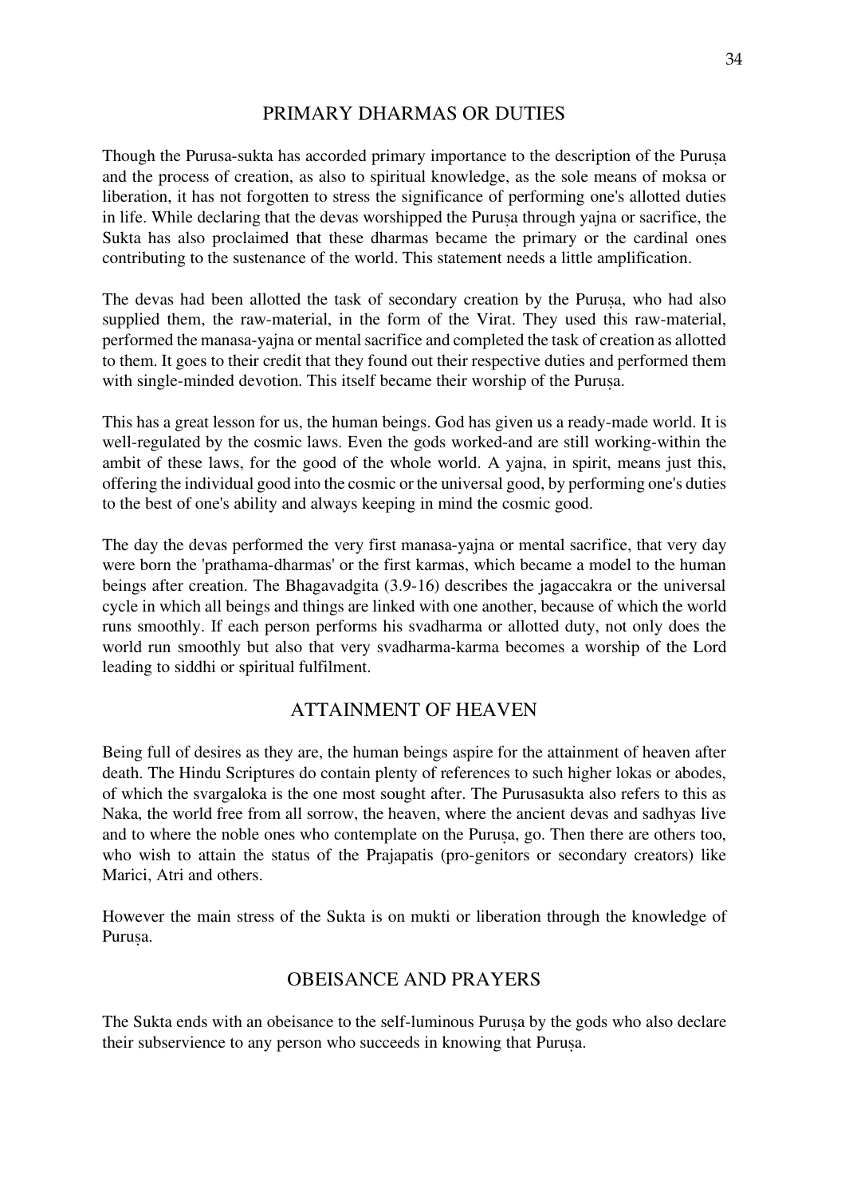## PRIMARY DHARMAS OR DUTIES

Though the Purusa-sukta has accorded primary importance to the description of the Puruṣa and the process of creation, as also to spiritual knowledge, as the sole means of moksa or liberation, it has not forgotten to stress the significance of performing one's allotted duties in life. While declaring that the devas worshipped the Puruṣa through yajna or sacrifice, the Sukta has also proclaimed that these dharmas became the primary or the cardinal ones contributing to the sustenance of the world. This statement needs a little amplification.

The devas had been allotted the task of secondary creation by the Puruṣa, who had also supplied them, the raw-material, in the form of the Virat. They used this raw-material, performed the manasa-yajna or mental sacrifice and completed the task of creation as allotted to them. It goes to their credit that they found out their respective duties and performed them with single-minded devotion. This itself became their worship of the Puruṣa.

This has a great lesson for us, the human beings. God has given us a ready-made world. It is well-regulated by the cosmic laws. Even the gods worked-and are still working-within the ambit of these laws, for the good of the whole world. A yajna, in spirit, means just this, offering the individual good into the cosmic or the universal good, by performing one's duties to the best of one's ability and always keeping in mind the cosmic good.

The day the devas performed the very first manasa-yajna or mental sacrifice, that very day were born the 'prathama-dharmas' or the first karmas, which became a model to the human beings after creation. The Bhagavadgita (3.9-16) describes the jagaccakra or the universal cycle in which all beings and things are linked with one another, because of which the world runs smoothly. If each person performs his svadharma or allotted duty, not only does the world run smoothly but also that very svadharma-karma becomes a worship of the Lord leading to siddhi or spiritual fulfilment.

## ATTAINMENT OF HEAVEN

Being full of desires as they are, the human beings aspire for the attainment of heaven after death. The Hindu Scriptures do contain plenty of references to such higher lokas or abodes, of which the svargaloka is the one most sought after. The Purusasukta also refers to this as Naka, the world free from all sorrow, the heaven, where the ancient devas and sadhyas live and to where the noble ones who contemplate on the Puruṣa, go. Then there are others too, who wish to attain the status of the Prajapatis (pro-genitors or secondary creators) like Marici, Atri and others.

However the main stress of the Sukta is on mukti or liberation through the knowledge of Puruṣa.

## OBEISANCE AND PRAYERS

The Sukta ends with an obeisance to the self-luminous Puruṣa by the gods who also declare their subservience to any person who succeeds in knowing that Puruṣa.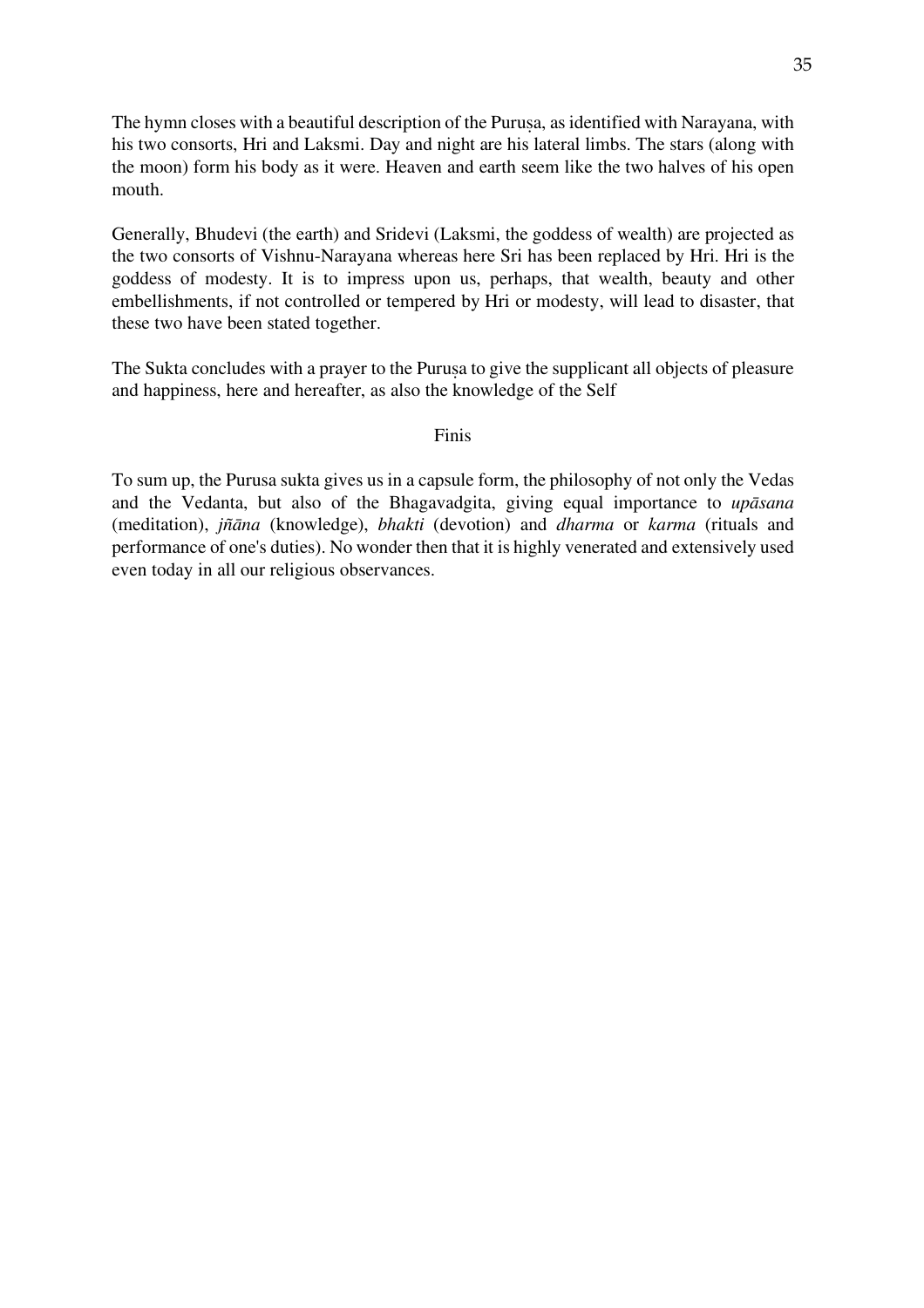The hymn closes with a beautiful description of the Puruṣa, as identified with Narayana, with his two consorts, Hri and Laksmi. Day and night are his lateral limbs. The stars (along with the moon) form his body as it were. Heaven and earth seem like the two halves of his open mouth.

Generally, Bhudevi (the earth) and Sridevi (Laksmi, the goddess of wealth) are projected as the two consorts of Vishnu-Narayana whereas here Sri has been replaced by Hri. Hri is the goddess of modesty. It is to impress upon us, perhaps, that wealth, beauty and other embellishments, if not controlled or tempered by Hri or modesty, will lead to disaster, that these two have been stated together.

The Sukta concludes with a prayer to the Puruṣa to give the supplicant all objects of pleasure and happiness, here and hereafter, as also the knowledge of the Self

Finis

To sum up, the Purusa sukta gives us in a capsule form, the philosophy of not only the Vedas and the Vedanta, but also of the Bhagavadgita, giving equal importance to *upāsana* (meditation), *jñāna* (knowledge), *bhakti* (devotion) and *dharma* or *karma* (rituals and performance of one's duties). No wonder then that it is highly venerated and extensively used even today in all our religious observances.